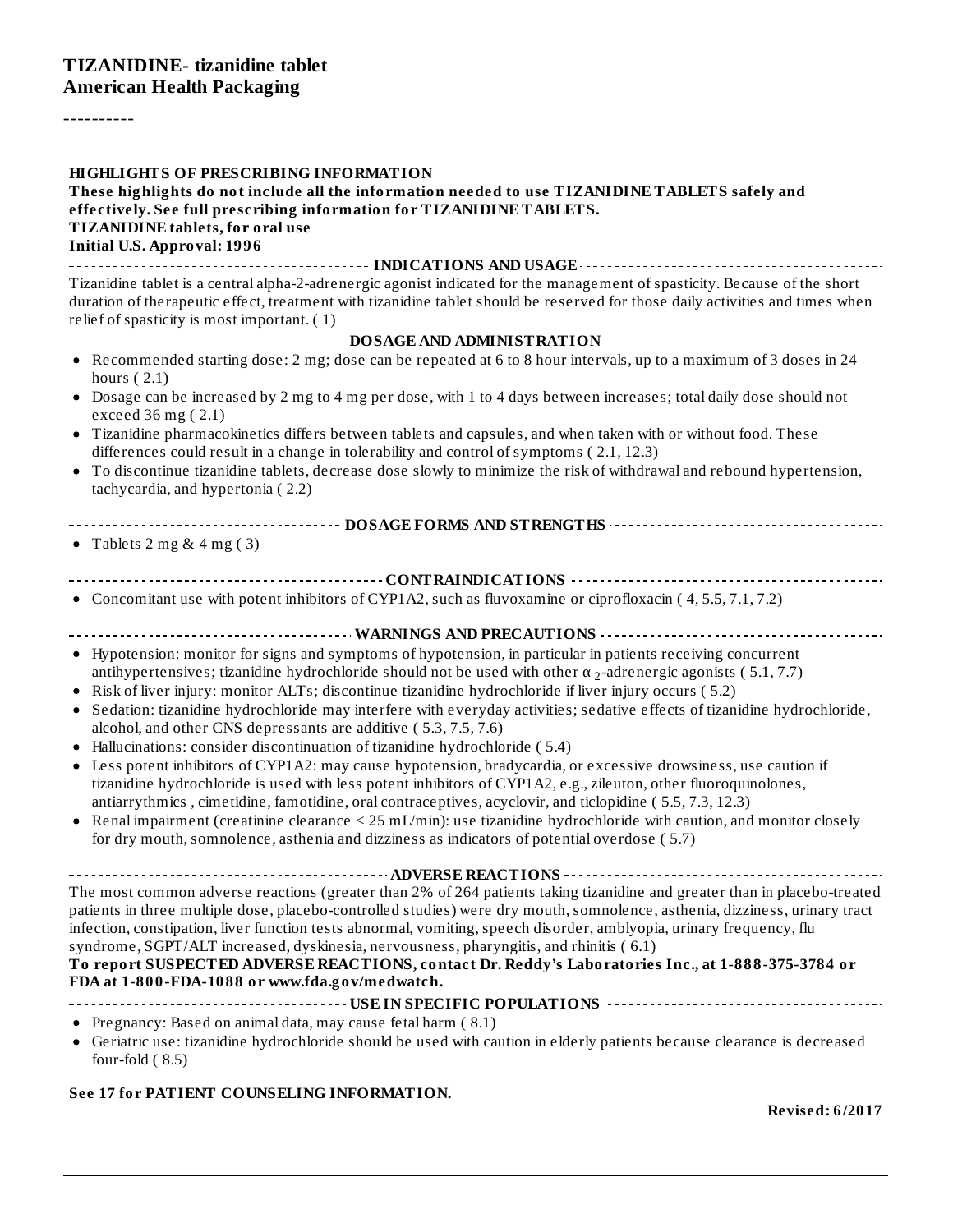# TIZANIDINE- tizanidine tablet
**American Health Packaging**

----------

## HIGHLIGHTS OF PRESCRIBING INFORMATION

**These highlights do not include all the information needed to use TIZANIDINE TABLETS safely and effectively. See full prescribing information for TIZANIDINE TABLETS.**
**TIZANIDINE tablets, for oral use**
**Initial U.S. Approval: 1996**

### INDICATIONS AND USAGE

Tizanidine tablet is a central alpha-2-adrenergic agonist indicated for the management of spasticity. Because of the short duration of therapeutic effect, treatment with tizanidine tablet should be reserved for those daily activities and times when relief of spasticity is most important. ( 1)

### DOSAGE AND ADMINISTRATION

- Recommended starting dose: 2 mg; dose can be repeated at 6 to 8 hour intervals, up to a maximum of 3 doses in 24 hours ( 2.1)
- Dosage can be increased by 2 mg to 4 mg per dose, with 1 to 4 days between increases; total daily dose should not exceed 36 mg ( 2.1)
- Tizanidine pharmacokinetics differs between tablets and capsules, and when taken with or without food. These differences could result in a change in tolerability and control of symptoms ( 2.1, 12.3)
- To discontinue tizanidine tablets, decrease dose slowly to minimize the risk of withdrawal and rebound hypertension, tachycardia, and hypertonia ( 2.2)

### DOSAGE FORMS AND STRENGTHS

- Tablets 2 mg & 4 mg ( 3)

### CONTRAINDICATIONS

- Concomitant use with potent inhibitors of CYP1A2, such as fluvoxamine or ciprofloxacin ( 4, 5.5, 7.1, 7.2)

### WARNINGS AND PRECAUTIONS

- Hypotension: monitor for signs and symptoms of hypotension, in particular in patients receiving concurrent antihypertensives; tizanidine hydrochloride should not be used with other $\alpha_2$-adrenergic agonists ( 5.1, 7.7)
- Risk of liver injury: monitor ALTs; discontinue tizanidine hydrochloride if liver injury occurs ( 5.2)
- Sedation: tizanidine hydrochloride may interfere with everyday activities; sedative effects of tizanidine hydrochloride, alcohol, and other CNS depressants are additive ( 5.3, 7.5, 7.6)
- Hallucinations: consider discontinuation of tizanidine hydrochloride ( 5.4)
- Less potent inhibitors of CYP1A2: may cause hypotension, bradycardia, or excessive drowsiness, use caution if tizanidine hydrochloride is used with less potent inhibitors of CYP1A2, e.g., zileuton, other fluoroquinolones, antiarrythmics , cimetidine, famotidine, oral contraceptives, acyclovir, and ticlopidine ( 5.5, 7.3, 12.3)
- Renal impairment (creatinine clearance < 25 mL/min): use tizanidine hydrochloride with caution, and monitor closely for dry mouth, somnolence, asthenia and dizziness as indicators of potential overdose ( 5.7)

### ADVERSE REACTIONS

The most common adverse reactions (greater than 2% of 264 patients taking tizanidine and greater than in placebo-treated patients in three multiple dose, placebo-controlled studies) were dry mouth, somnolence, asthenia, dizziness, urinary tract infection, constipation, liver function tests abnormal, vomiting, speech disorder, amblyopia, urinary frequency, flu syndrome, SGPT/ALT increased, dyskinesia, nervousness, pharyngitis, and rhinitis ( 6.1)

**To report SUSPECTED ADVERSE REACTIONS, contact Dr. Reddy's Laboratories Inc., at 1-888-375-3784 or FDA at 1-800-FDA-1088 or www.fda.gov/medwatch.**

### USE IN SPECIFIC POPULATIONS

- Pregnancy: Based on animal data, may cause fetal harm ( 8.1)
- Geriatric use: tizanidine hydrochloride should be used with caution in elderly patients because clearance is decreased four-fold ( 8.5)

**See 17 for PATIENT COUNSELING INFORMATION.**

**Revised: 6/2017**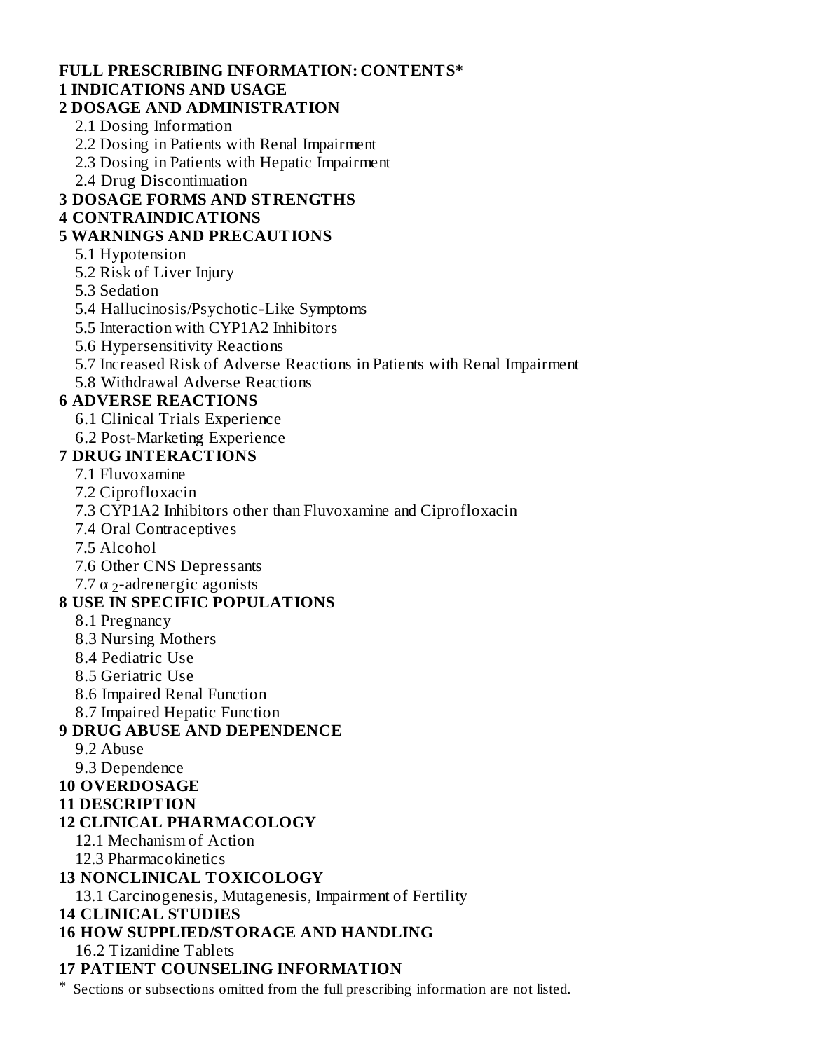**FULL PRESCRIBING INFORMATION: CONTENTS***

**1 INDICATIONS AND USAGE**

**2 DOSAGE AND ADMINISTRATION**

- 2.1 Dosing Information
- 2.2 Dosing in Patients with Renal Impairment
- 2.3 Dosing in Patients with Hepatic Impairment
- 2.4 Drug Discontinuation

**3 DOSAGE FORMS AND STRENGTHS**

**4 CONTRAINDICATIONS**

**5 WARNINGS AND PRECAUTIONS**

- 5.1 Hypotension
- 5.2 Risk of Liver Injury
- 5.3 Sedation
- 5.4 Hallucinosis/Psychotic-Like Symptoms
- 5.5 Interaction with CYP1A2 Inhibitors
- 5.6 Hypersensitivity Reactions
- 5.7 Increased Risk of Adverse Reactions in Patients with Renal Impairment
- 5.8 Withdrawal Adverse Reactions

**6 ADVERSE REACTIONS**

- 6.1 Clinical Trials Experience
- 6.2 Post-Marketing Experience

**7 DRUG INTERACTIONS**

- 7.1 Fluvoxamine
- 7.2 Ciprofloxacin
- 7.3 CYP1A2 Inhibitors other than Fluvoxamine and Ciprofloxacin
- 7.4 Oral Contraceptives
- 7.5 Alcohol
- 7.6 Other CNS Depressants
- 7.7 $\alpha_2$-adrenergic agonists

**8 USE IN SPECIFIC POPULATIONS**

- 8.1 Pregnancy
- 8.3 Nursing Mothers
- 8.4 Pediatric Use
- 8.5 Geriatric Use
- 8.6 Impaired Renal Function
- 8.7 Impaired Hepatic Function

**9 DRUG ABUSE AND DEPENDENCE**

- 9.2 Abuse
- 9.3 Dependence

**10 OVERDOSAGE**

**11 DESCRIPTION**

**12 CLINICAL PHARMACOLOGY**

- 12.1 Mechanism of Action
- 12.3 Pharmacokinetics

**13 NONCLINICAL TOXICOLOGY**

- 13.1 Carcinogenesis, Mutagenesis, Impairment of Fertility

**14 CLINICAL STUDIES**

**16 HOW SUPPLIED/STORAGE AND HANDLING**

- 16.2 Tizanidine Tablets

**17 PATIENT COUNSELING INFORMATION**

\* Sections or subsections omitted from the full prescribing information are not listed.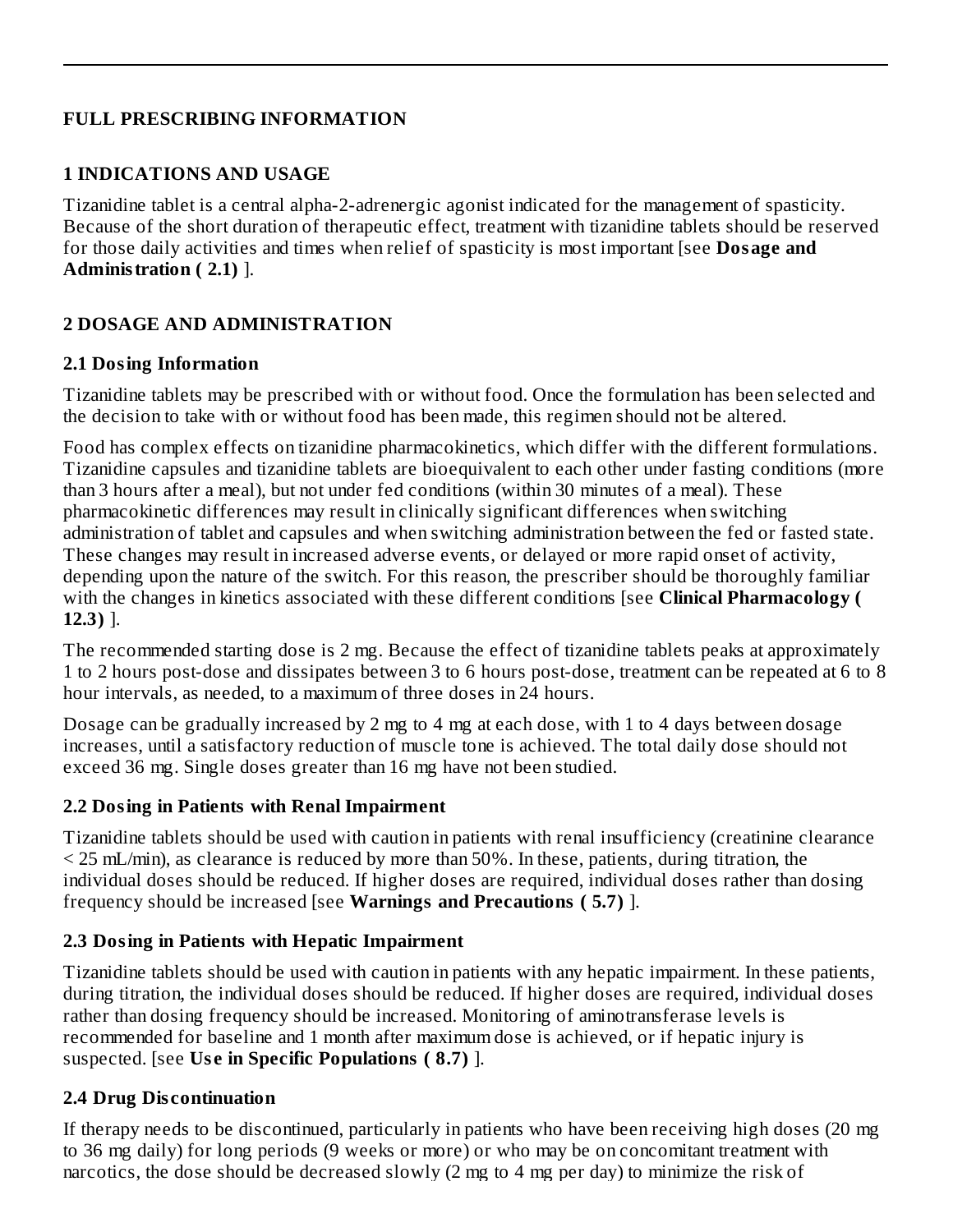# FULL PRESCRIBING INFORMATION

## 1 INDICATIONS AND USAGE

Tizanidine tablet is a central alpha-2-adrenergic agonist indicated for the management of spasticity. Because of the short duration of therapeutic effect, treatment with tizanidine tablets should be reserved for those daily activities and times when relief of spasticity is most important [see **Dosage and Administration ( 2.1)** ].

## 2 DOSAGE AND ADMINISTRATION

### 2.1 Dosing Information

Tizanidine tablets may be prescribed with or without food. Once the formulation has been selected and the decision to take with or without food has been made, this regimen should not be altered.

Food has complex effects on tizanidine pharmacokinetics, which differ with the different formulations. Tizanidine capsules and tizanidine tablets are bioequivalent to each other under fasting conditions (more than 3 hours after a meal), but not under fed conditions (within 30 minutes of a meal). These pharmacokinetic differences may result in clinically significant differences when switching administration of tablet and capsules and when switching administration between the fed or fasted state. These changes may result in increased adverse events, or delayed or more rapid onset of activity, depending upon the nature of the switch. For this reason, the prescriber should be thoroughly familiar with the changes in kinetics associated with these different conditions [see **Clinical Pharmacology ( 12.3)** ].

The recommended starting dose is 2 mg. Because the effect of tizanidine tablets peaks at approximately 1 to 2 hours post-dose and dissipates between 3 to 6 hours post-dose, treatment can be repeated at 6 to 8 hour intervals, as needed, to a maximum of three doses in 24 hours.

Dosage can be gradually increased by 2 mg to 4 mg at each dose, with 1 to 4 days between dosage increases, until a satisfactory reduction of muscle tone is achieved. The total daily dose should not exceed 36 mg. Single doses greater than 16 mg have not been studied.

### 2.2 Dosing in Patients with Renal Impairment

Tizanidine tablets should be used with caution in patients with renal insufficiency (creatinine clearance < 25 mL/min), as clearance is reduced by more than 50%. In these, patients, during titration, the individual doses should be reduced. If higher doses are required, individual doses rather than dosing frequency should be increased [see **Warnings and Precautions ( 5.7)** ].

### 2.3 Dosing in Patients with Hepatic Impairment

Tizanidine tablets should be used with caution in patients with any hepatic impairment. In these patients, during titration, the individual doses should be reduced. If higher doses are required, individual doses rather than dosing frequency should be increased. Monitoring of aminotransferase levels is recommended for baseline and 1 month after maximum dose is achieved, or if hepatic injury is suspected. [see **Use in Specific Populations ( 8.7)** ].

### 2.4 Drug Discontinuation

If therapy needs to be discontinued, particularly in patients who have been receiving high doses (20 mg to 36 mg daily) for long periods (9 weeks or more) or who may be on concomitant treatment with narcotics, the dose should be decreased slowly (2 mg to 4 mg per day) to minimize the risk of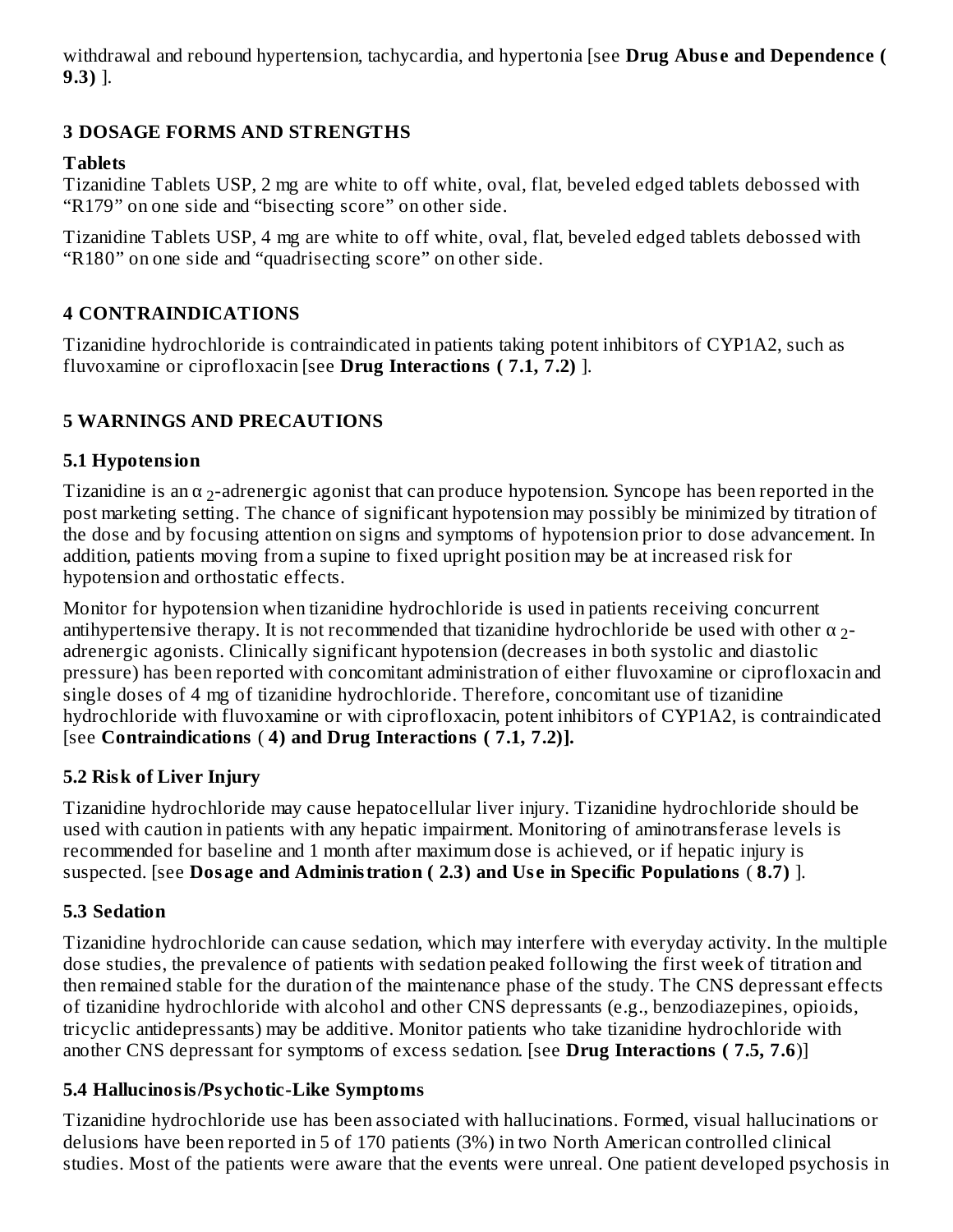withdrawal and rebound hypertension, tachycardia, and hypertonia [see **Drug Abuse and Dependence ( 9.3)** ].

## 3 DOSAGE FORMS AND STRENGTHS

### Tablets

Tizanidine Tablets USP, 2 mg are white to off white, oval, flat, beveled edged tablets debossed with "R179" on one side and "bisecting score" on other side.

Tizanidine Tablets USP, 4 mg are white to off white, oval, flat, beveled edged tablets debossed with "R180" on one side and "quadrisecting score" on other side.

## 4 CONTRAINDICATIONS

Tizanidine hydrochloride is contraindicated in patients taking potent inhibitors of CYP1A2, such as fluvoxamine or ciprofloxacin [see **Drug Interactions ( 7.1, 7.2)** ].

## 5 WARNINGS AND PRECAUTIONS

### 5.1 Hypotension

Tizanidine is an $\alpha_2$-adrenergic agonist that can produce hypotension. Syncope has been reported in the post marketing setting. The chance of significant hypotension may possibly be minimized by titration of the dose and by focusing attention on signs and symptoms of hypotension prior to dose advancement. In addition, patients moving from a supine to fixed upright position may be at increased risk for hypotension and orthostatic effects.

Monitor for hypotension when tizanidine hydrochloride is used in patients receiving concurrent antihypertensive therapy. It is not recommended that tizanidine hydrochloride be used with other $\alpha_2$-adrenergic agonists. Clinically significant hypotension (decreases in both systolic and diastolic pressure) has been reported with concomitant administration of either fluvoxamine or ciprofloxacin and single doses of 4 mg of tizanidine hydrochloride. Therefore, concomitant use of tizanidine hydrochloride with fluvoxamine or with ciprofloxacin, potent inhibitors of CYP1A2, is contraindicated [see **Contraindications** ( **4) and Drug Interactions ( 7.1, 7.2)].**

### 5.2 Risk of Liver Injury

Tizanidine hydrochloride may cause hepatocellular liver injury. Tizanidine hydrochloride should be used with caution in patients with any hepatic impairment. Monitoring of aminotransferase levels is recommended for baseline and 1 month after maximum dose is achieved, or if hepatic injury is suspected. [see **Dosage and Administration ( 2.3) and Use in Specific Populations** ( **8.7)** ].

### 5.3 Sedation

Tizanidine hydrochloride can cause sedation, which may interfere with everyday activity. In the multiple dose studies, the prevalence of patients with sedation peaked following the first week of titration and then remained stable for the duration of the maintenance phase of the study. The CNS depressant effects of tizanidine hydrochloride with alcohol and other CNS depressants (e.g., benzodiazepines, opioids, tricyclic antidepressants) may be additive. Monitor patients who take tizanidine hydrochloride with another CNS depressant for symptoms of excess sedation. [see **Drug Interactions ( 7.5, 7.6**)]

### 5.4 Hallucinosis/Psychotic-Like Symptoms

Tizanidine hydrochloride use has been associated with hallucinations. Formed, visual hallucinations or delusions have been reported in 5 of 170 patients (3%) in two North American controlled clinical studies. Most of the patients were aware that the events were unreal. One patient developed psychosis in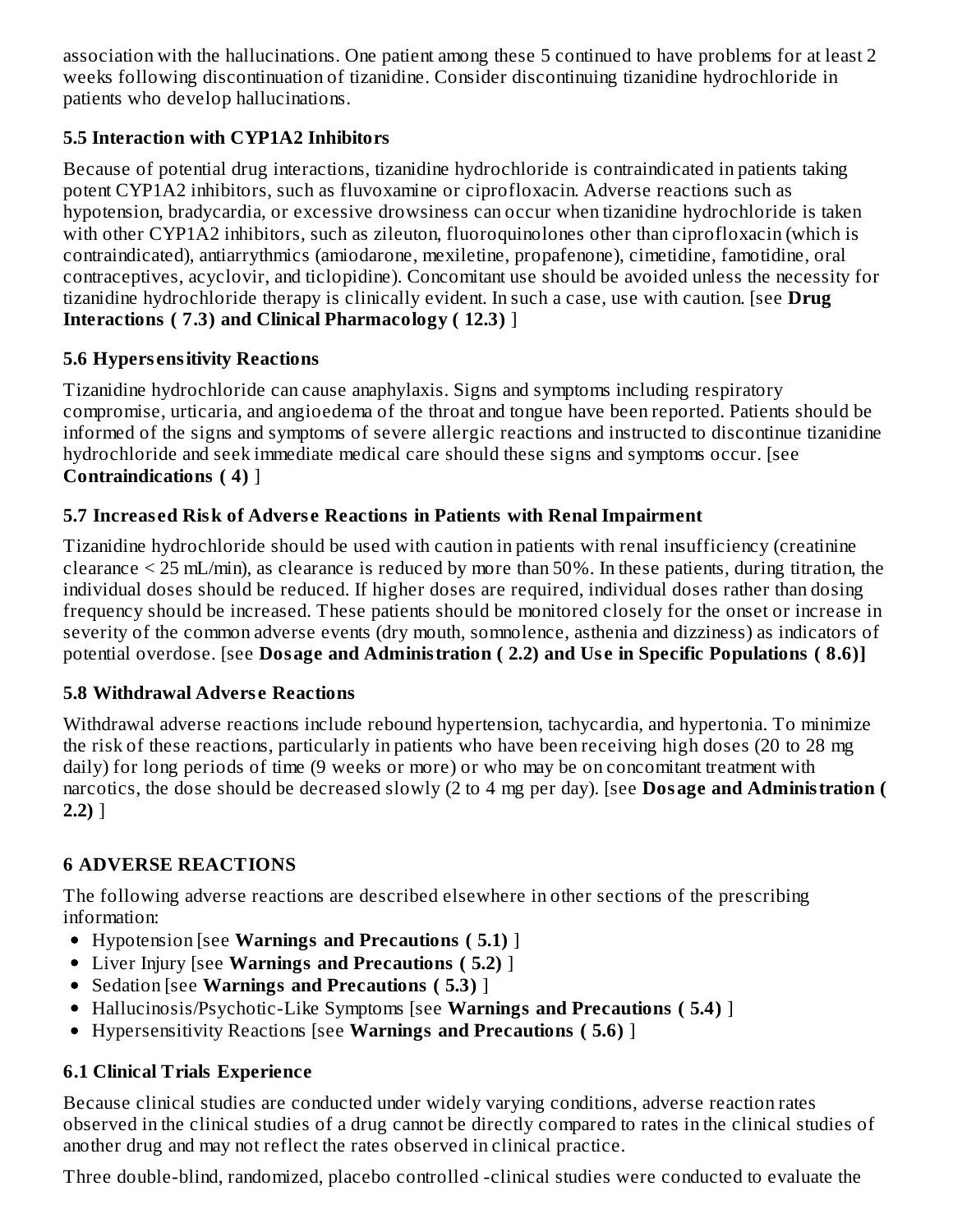association with the hallucinations. One patient among these 5 continued to have problems for at least 2 weeks following discontinuation of tizanidine. Consider discontinuing tizanidine hydrochloride in patients who develop hallucinations.

### 5.5 Interaction with CYP1A2 Inhibitors

Because of potential drug interactions, tizanidine hydrochloride is contraindicated in patients taking potent CYP1A2 inhibitors, such as fluvoxamine or ciprofloxacin. Adverse reactions such as hypotension, bradycardia, or excessive drowsiness can occur when tizanidine hydrochloride is taken with other CYP1A2 inhibitors, such as zileuton, fluoroquinolones other than ciprofloxacin (which is contraindicated), antiarrythmics (amiodarone, mexiletine, propafenone), cimetidine, famotidine, oral contraceptives, acyclovir, and ticlopidine). Concomitant use should be avoided unless the necessity for tizanidine hydrochloride therapy is clinically evident. In such a case, use with caution. [see **Drug Interactions ( 7.3) and Clinical Pharmacology ( 12.3)** ]

### 5.6 Hypersensitivity Reactions

Tizanidine hydrochloride can cause anaphylaxis. Signs and symptoms including respiratory compromise, urticaria, and angioedema of the throat and tongue have been reported. Patients should be informed of the signs and symptoms of severe allergic reactions and instructed to discontinue tizanidine hydrochloride and seek immediate medical care should these signs and symptoms occur. [see **Contraindications ( 4)** ]

### 5.7 Increased Risk of Adverse Reactions in Patients with Renal Impairment

Tizanidine hydrochloride should be used with caution in patients with renal insufficiency (creatinine clearance < 25 mL/min), as clearance is reduced by more than 50%. In these patients, during titration, the individual doses should be reduced. If higher doses are required, individual doses rather than dosing frequency should be increased. These patients should be monitored closely for the onset or increase in severity of the common adverse events (dry mouth, somnolence, asthenia and dizziness) as indicators of potential overdose. [see **Dosage and Administration ( 2.2) and Use in Specific Populations ( 8.6)]**

### 5.8 Withdrawal Adverse Reactions

Withdrawal adverse reactions include rebound hypertension, tachycardia, and hypertonia. To minimize the risk of these reactions, particularly in patients who have been receiving high doses (20 to 28 mg daily) for long periods of time (9 weeks or more) or who may be on concomitant treatment with narcotics, the dose should be decreased slowly (2 to 4 mg per day). [see **Dosage and Administration ( 2.2)** ]

## 6 ADVERSE REACTIONS

The following adverse reactions are described elsewhere in other sections of the prescribing information:

- Hypotension [see **Warnings and Precautions ( 5.1)** ]
- Liver Injury [see **Warnings and Precautions ( 5.2)** ]
- Sedation [see **Warnings and Precautions ( 5.3)** ]
- Hallucinosis/Psychotic-Like Symptoms [see **Warnings and Precautions ( 5.4)** ]
- Hypersensitivity Reactions [see **Warnings and Precautions ( 5.6)** ]

### 6.1 Clinical Trials Experience

Because clinical studies are conducted under widely varying conditions, adverse reaction rates observed in the clinical studies of a drug cannot be directly compared to rates in the clinical studies of another drug and may not reflect the rates observed in clinical practice.

Three double-blind, randomized, placebo controlled -clinical studies were conducted to evaluate the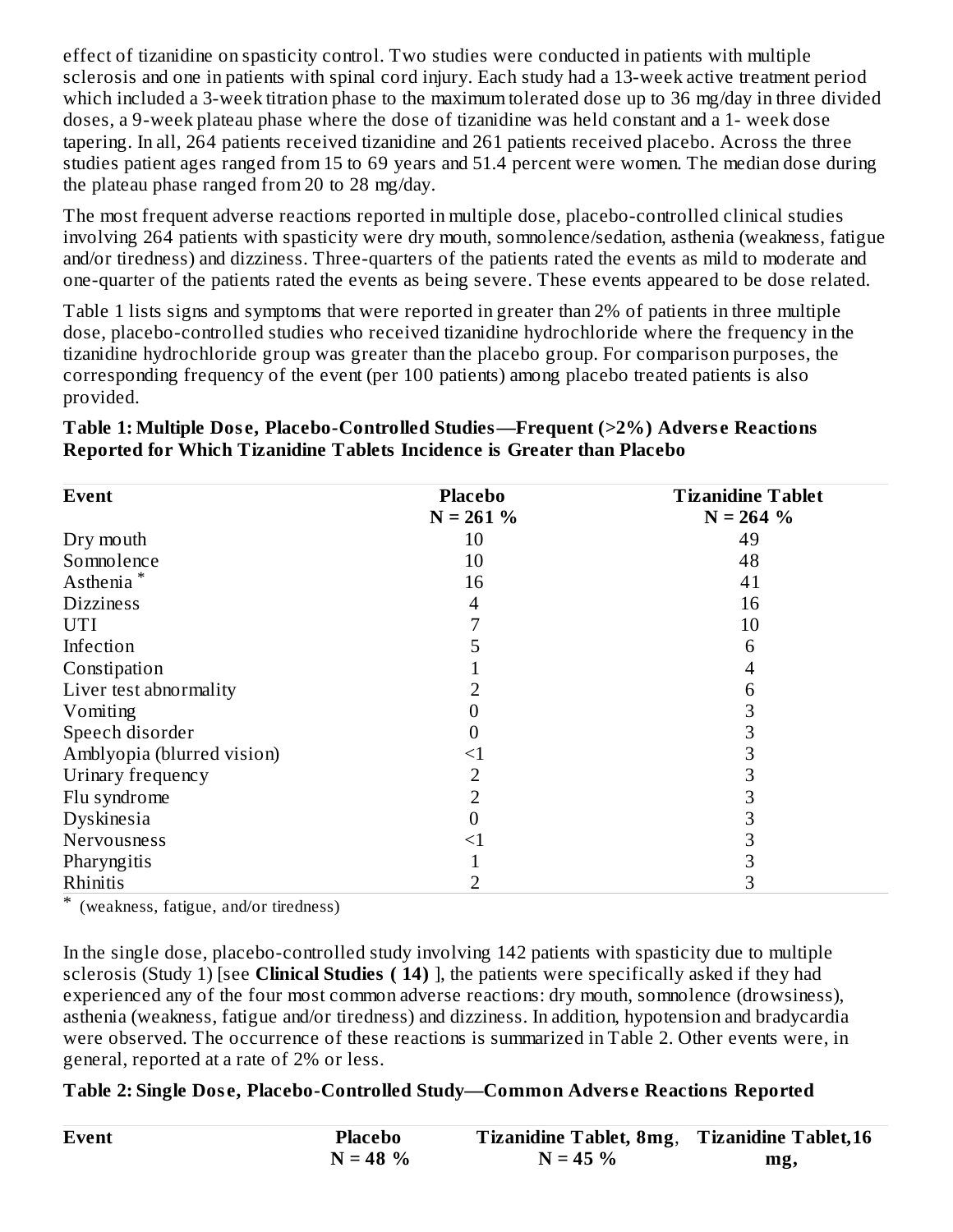effect of tizanidine on spasticity control. Two studies were conducted in patients with multiple sclerosis and one in patients with spinal cord injury. Each study had a 13-week active treatment period which included a 3-week titration phase to the maximum tolerated dose up to 36 mg/day in three divided doses, a 9-week plateau phase where the dose of tizanidine was held constant and a 1- week dose tapering. In all, 264 patients received tizanidine and 261 patients received placebo. Across the three studies patient ages ranged from 15 to 69 years and 51.4 percent were women. The median dose during the plateau phase ranged from 20 to 28 mg/day.

The most frequent adverse reactions reported in multiple dose, placebo-controlled clinical studies involving 264 patients with spasticity were dry mouth, somnolence/sedation, asthenia (weakness, fatigue and/or tiredness) and dizziness. Three-quarters of the patients rated the events as mild to moderate and one-quarter of the patients rated the events as being severe. These events appeared to be dose related.

Table 1 lists signs and symptoms that were reported in greater than 2% of patients in three multiple dose, placebo-controlled studies who received tizanidine hydrochloride where the frequency in the tizanidine hydrochloride group was greater than the placebo group. For comparison purposes, the corresponding frequency of the event (per 100 patients) among placebo treated patients is also provided.

**Table 1: Multiple Dose, Placebo-Controlled Studies—Frequent (>2%) Adverse Reactions Reported for Which Tizanidine Tablets Incidence is Greater than Placebo**

| Event | Placebo N = 261 % | Tizanidine Tablet N = 264 % |
|---|---|---|
| Dry mouth | 10 | 49 |
| Somnolence | 10 | 48 |
| Asthenia * | 16 | 41 |
| Dizziness | 4 | 16 |
| UTI | 7 | 10 |
| Infection | 5 | 6 |
| Constipation | 1 | 4 |
| Liver test abnormality | 2 | 6 |
| Vomiting | 0 | 3 |
| Speech disorder | 0 | 3 |
| Amblyopia (blurred vision) | <1 | 3 |
| Urinary frequency | 2 | 3 |
| Flu syndrome | 2 | 3 |
| Dyskinesia | 0 | 3 |
| Nervousness | <1 | 3 |
| Pharyngitis | 1 | 3 |
| Rhinitis | 2 | 3 |

\* (weakness, fatigue, and/or tiredness)

In the single dose, placebo-controlled study involving 142 patients with spasticity due to multiple sclerosis (Study 1) [see **Clinical Studies ( 14)** ], the patients were specifically asked if they had experienced any of the four most common adverse reactions: dry mouth, somnolence (drowsiness), asthenia (weakness, fatigue and/or tiredness) and dizziness. In addition, hypotension and bradycardia were observed. The occurrence of these reactions is summarized in Table 2. Other events were, in general, reported at a rate of 2% or less.

**Table 2: Single Dose, Placebo-Controlled Study—Common Adverse Reactions Reported**

| Event | Placebo N = 48 % | Tizanidine Tablet, 8mg, N = 45 % | Tizanidine Tablet,16 mg, |
|---|---|---|---|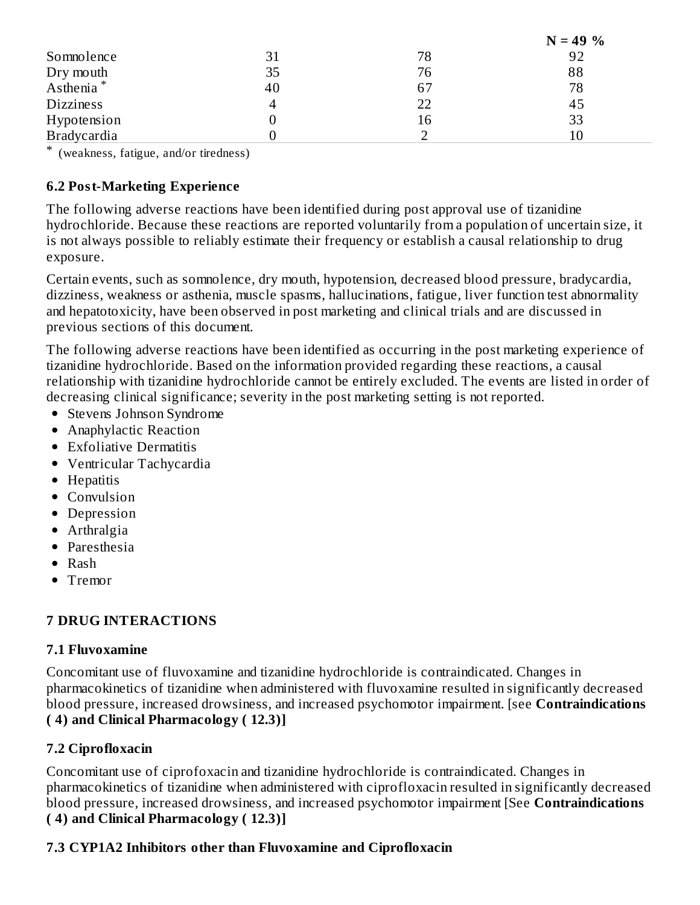| | | | N = 49 % |
|---|---|---|---|
| Somnolence | 31 | 78 | 92 |
| Dry mouth | 35 | 76 | 88 |
| Asthenia * | 40 | 67 | 78 |
| Dizziness | 4 | 22 | 45 |
| Hypotension | 0 | 16 | 33 |
| Bradycardia | 0 | 2 | 10 |

* (weakness, fatigue, and/or tiredness)

### 6.2 Post-Marketing Experience

The following adverse reactions have been identified during post approval use of tizanidine hydrochloride. Because these reactions are reported voluntarily from a population of uncertain size, it is not always possible to reliably estimate their frequency or establish a causal relationship to drug exposure.

Certain events, such as somnolence, dry mouth, hypotension, decreased blood pressure, bradycardia, dizziness, weakness or asthenia, muscle spasms, hallucinations, fatigue, liver function test abnormality and hepatotoxicity, have been observed in post marketing and clinical trials and are discussed in previous sections of this document.

The following adverse reactions have been identified as occurring in the post marketing experience of tizanidine hydrochloride. Based on the information provided regarding these reactions, a causal relationship with tizanidine hydrochloride cannot be entirely excluded. The events are listed in order of decreasing clinical significance; severity in the post marketing setting is not reported.

- Stevens Johnson Syndrome
- Anaphylactic Reaction
- Exfoliative Dermatitis
- Ventricular Tachycardia
- Hepatitis
- Convulsion
- Depression
- Arthralgia
- Paresthesia
- Rash
- Tremor

## 7 DRUG INTERACTIONS

### 7.1 Fluvoxamine

Concomitant use of fluvoxamine and tizanidine hydrochloride is contraindicated. Changes in pharmacokinetics of tizanidine when administered with fluvoxamine resulted in significantly decreased blood pressure, increased drowsiness, and increased psychomotor impairment. [see **Contraindications ( 4) and Clinical Pharmacology ( 12.3)]**

### 7.2 Ciprofloxacin

Concomitant use of ciprofoxacin and tizanidine hydrochloride is contraindicated. Changes in pharmacokinetics of tizanidine when administered with ciprofloxacin resulted in significantly decreased blood pressure, increased drowsiness, and increased psychomotor impairment [See **Contraindications ( 4) and Clinical Pharmacology ( 12.3)]**

### 7.3 CYP1A2 Inhibitors other than Fluvoxamine and Ciprofloxacin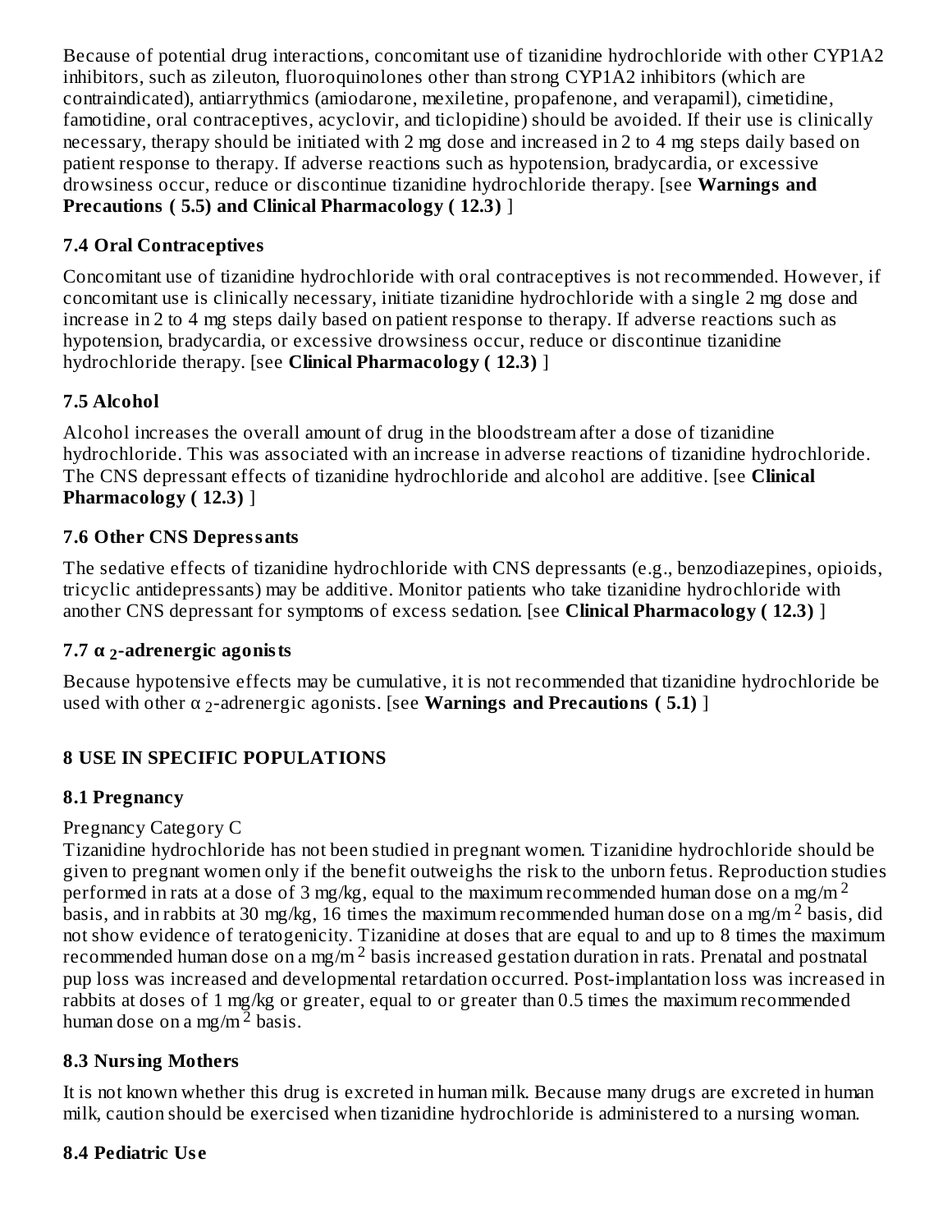Because of potential drug interactions, concomitant use of tizanidine hydrochloride with other CYP1A2 inhibitors, such as zileuton, fluoroquinolones other than strong CYP1A2 inhibitors (which are contraindicated), antiarrythmics (amiodarone, mexiletine, propafenone, and verapamil), cimetidine, famotidine, oral contraceptives, acyclovir, and ticlopidine) should be avoided. If their use is clinically necessary, therapy should be initiated with 2 mg dose and increased in 2 to 4 mg steps daily based on patient response to therapy. If adverse reactions such as hypotension, bradycardia, or excessive drowsiness occur, reduce or discontinue tizanidine hydrochloride therapy. [see **Warnings and Precautions ( 5.5) and Clinical Pharmacology ( 12.3)** ]

### 7.4 Oral Contraceptives

Concomitant use of tizanidine hydrochloride with oral contraceptives is not recommended. However, if concomitant use is clinically necessary, initiate tizanidine hydrochloride with a single 2 mg dose and increase in 2 to 4 mg steps daily based on patient response to therapy. If adverse reactions such as hypotension, bradycardia, or excessive drowsiness occur, reduce or discontinue tizanidine hydrochloride therapy. [see **Clinical Pharmacology ( 12.3)** ]

### 7.5 Alcohol

Alcohol increases the overall amount of drug in the bloodstream after a dose of tizanidine hydrochloride. This was associated with an increase in adverse reactions of tizanidine hydrochloride. The CNS depressant effects of tizanidine hydrochloride and alcohol are additive. [see **Clinical Pharmacology ( 12.3)** ]

### 7.6 Other CNS Depressants

The sedative effects of tizanidine hydrochloride with CNS depressants (e.g., benzodiazepines, opioids, tricyclic antidepressants) may be additive. Monitor patients who take tizanidine hydrochloride with another CNS depressant for symptoms of excess sedation. [see **Clinical Pharmacology ( 12.3)** ]

### 7.7 $\alpha_2$-adrenergic agonists

Because hypotensive effects may be cumulative, it is not recommended that tizanidine hydrochloride be used with other $\alpha_2$-adrenergic agonists. [see **Warnings and Precautions ( 5.1)** ]

## 8 USE IN SPECIFIC POPULATIONS

### 8.1 Pregnancy

Pregnancy Category C

Tizanidine hydrochloride has not been studied in pregnant women. Tizanidine hydrochloride should be given to pregnant women only if the benefit outweighs the risk to the unborn fetus. Reproduction studies performed in rats at a dose of 3 mg/kg, equal to the maximum recommended human dose on a mg/m$^2$ basis, and in rabbits at 30 mg/kg, 16 times the maximum recommended human dose on a mg/m$^2$ basis, did not show evidence of teratogenicity. Tizanidine at doses that are equal to and up to 8 times the maximum recommended human dose on a mg/m$^2$ basis increased gestation duration in rats. Prenatal and postnatal pup loss was increased and developmental retardation occurred. Post-implantation loss was increased in rabbits at doses of 1 mg/kg or greater, equal to or greater than 0.5 times the maximum recommended human dose on a mg/m$^2$ basis.

### 8.3 Nursing Mothers

It is not known whether this drug is excreted in human milk. Because many drugs are excreted in human milk, caution should be exercised when tizanidine hydrochloride is administered to a nursing woman.

### 8.4 Pediatric Use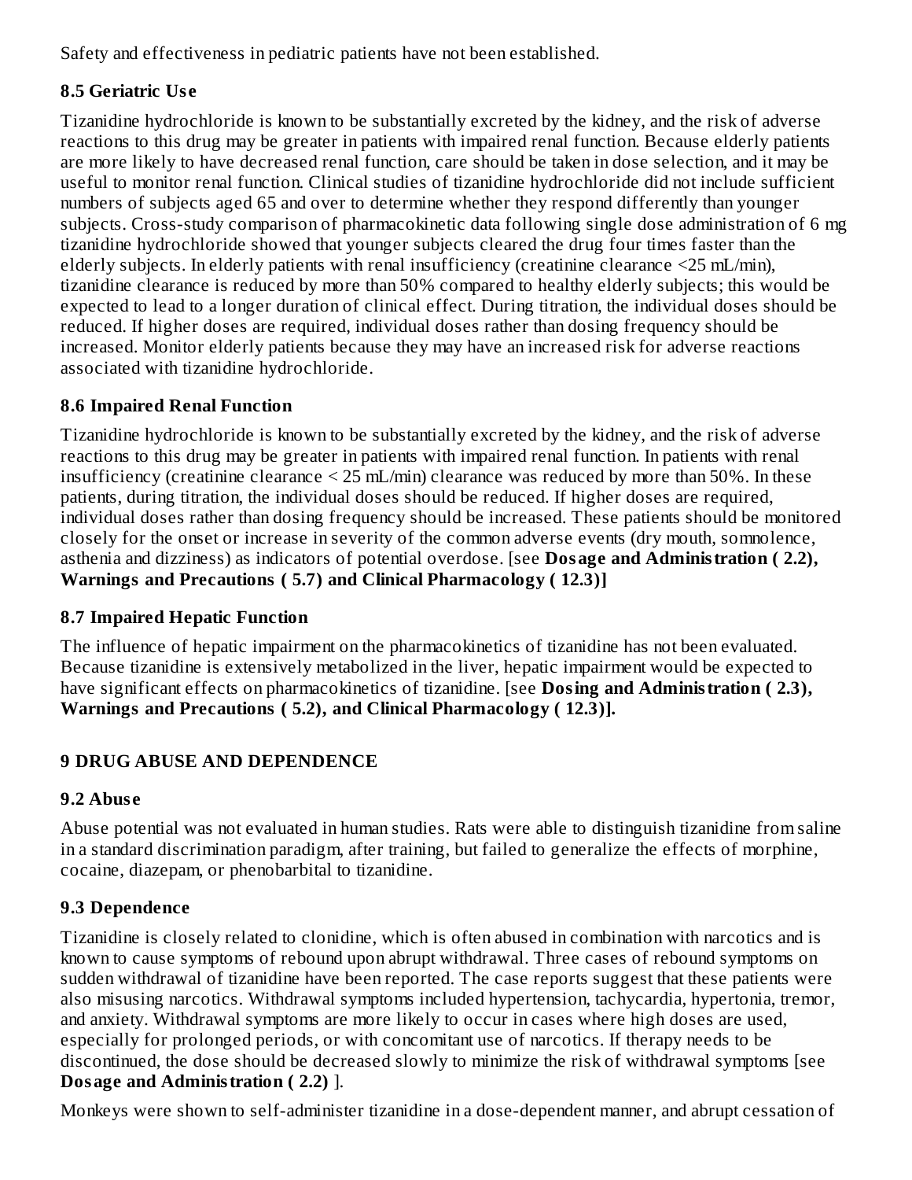Safety and effectiveness in pediatric patients have not been established.

### 8.5 Geriatric Use

Tizanidine hydrochloride is known to be substantially excreted by the kidney, and the risk of adverse reactions to this drug may be greater in patients with impaired renal function. Because elderly patients are more likely to have decreased renal function, care should be taken in dose selection, and it may be useful to monitor renal function. Clinical studies of tizanidine hydrochloride did not include sufficient numbers of subjects aged 65 and over to determine whether they respond differently than younger subjects. Cross-study comparison of pharmacokinetic data following single dose administration of 6 mg tizanidine hydrochloride showed that younger subjects cleared the drug four times faster than the elderly subjects. In elderly patients with renal insufficiency (creatinine clearance <25 mL/min), tizanidine clearance is reduced by more than 50% compared to healthy elderly subjects; this would be expected to lead to a longer duration of clinical effect. During titration, the individual doses should be reduced. If higher doses are required, individual doses rather than dosing frequency should be increased. Monitor elderly patients because they may have an increased risk for adverse reactions associated with tizanidine hydrochloride.

### 8.6 Impaired Renal Function

Tizanidine hydrochloride is known to be substantially excreted by the kidney, and the risk of adverse reactions to this drug may be greater in patients with impaired renal function. In patients with renal insufficiency (creatinine clearance < 25 mL/min) clearance was reduced by more than 50%. In these patients, during titration, the individual doses should be reduced. If higher doses are required, individual doses rather than dosing frequency should be increased. These patients should be monitored closely for the onset or increase in severity of the common adverse events (dry mouth, somnolence, asthenia and dizziness) as indicators of potential overdose. [see **Dosage and Administration ( 2.2), Warnings and Precautions ( 5.7) and Clinical Pharmacology ( 12.3)]**

### 8.7 Impaired Hepatic Function

The influence of hepatic impairment on the pharmacokinetics of tizanidine has not been evaluated. Because tizanidine is extensively metabolized in the liver, hepatic impairment would be expected to have significant effects on pharmacokinetics of tizanidine. [see **Dosing and Administration ( 2.3), Warnings and Precautions ( 5.2), and Clinical Pharmacology ( 12.3)].**

## 9 DRUG ABUSE AND DEPENDENCE

### 9.2 Abuse

Abuse potential was not evaluated in human studies. Rats were able to distinguish tizanidine from saline in a standard discrimination paradigm, after training, but failed to generalize the effects of morphine, cocaine, diazepam, or phenobarbital to tizanidine.

### 9.3 Dependence

Tizanidine is closely related to clonidine, which is often abused in combination with narcotics and is known to cause symptoms of rebound upon abrupt withdrawal. Three cases of rebound symptoms on sudden withdrawal of tizanidine have been reported. The case reports suggest that these patients were also misusing narcotics. Withdrawal symptoms included hypertension, tachycardia, hypertonia, tremor, and anxiety. Withdrawal symptoms are more likely to occur in cases where high doses are used, especially for prolonged periods, or with concomitant use of narcotics. If therapy needs to be discontinued, the dose should be decreased slowly to minimize the risk of withdrawal symptoms [see **Dosage and Administration ( 2.2)** ].

Monkeys were shown to self-administer tizanidine in a dose-dependent manner, and abrupt cessation of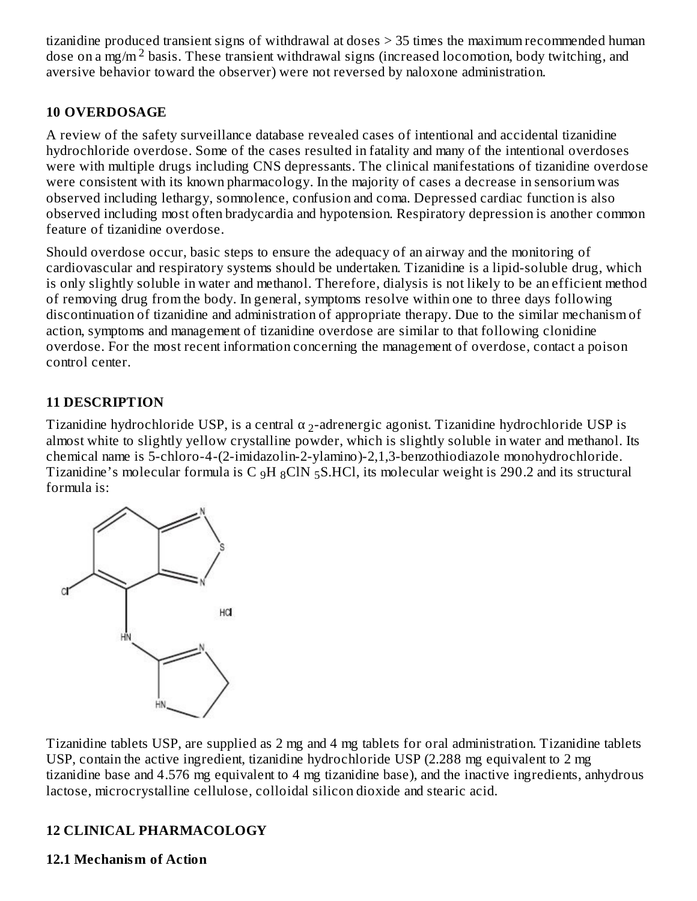tizanidine produced transient signs of withdrawal at doses > 35 times the maximum recommended human dose on a mg/m$^2$ basis. These transient withdrawal signs (increased locomotion, body twitching, and aversive behavior toward the observer) were not reversed by naloxone administration.

## 10 OVERDOSAGE

A review of the safety surveillance database revealed cases of intentional and accidental tizanidine hydrochloride overdose. Some of the cases resulted in fatality and many of the intentional overdoses were with multiple drugs including CNS depressants. The clinical manifestations of tizanidine overdose were consistent with its known pharmacology. In the majority of cases a decrease in sensorium was observed including lethargy, somnolence, confusion and coma. Depressed cardiac function is also observed including most often bradycardia and hypotension. Respiratory depression is another common feature of tizanidine overdose.

Should overdose occur, basic steps to ensure the adequacy of an airway and the monitoring of cardiovascular and respiratory systems should be undertaken. Tizanidine is a lipid-soluble drug, which is only slightly soluble in water and methanol. Therefore, dialysis is not likely to be an efficient method of removing drug from the body. In general, symptoms resolve within one to three days following discontinuation of tizanidine and administration of appropriate therapy. Due to the similar mechanism of action, symptoms and management of tizanidine overdose are similar to that following clonidine overdose. For the most recent information concerning the management of overdose, contact a poison control center.

## 11 DESCRIPTION

Tizanidine hydrochloride USP, is a central $\alpha_2$-adrenergic agonist. Tizanidine hydrochloride USP is almost white to slightly yellow crystalline powder, which is slightly soluble in water and methanol. Its chemical name is 5-chloro-4-(2-imidazolin-2-ylamino)-2,1,3-benzothiodiazole monohydrochloride. Tizanidine's molecular formula is $C_9H_8ClN_5S.HCl$, its molecular weight is 290.2 and its structural formula is:

Tizanidine tablets USP, are supplied as 2 mg and 4 mg tablets for oral administration. Tizanidine tablets USP, contain the active ingredient, tizanidine hydrochloride USP (2.288 mg equivalent to 2 mg tizanidine base and 4.576 mg equivalent to 4 mg tizanidine base), and the inactive ingredients, anhydrous lactose, microcrystalline cellulose, colloidal silicon dioxide and stearic acid.

## 12 CLINICAL PHARMACOLOGY

### 12.1 Mechanism of Action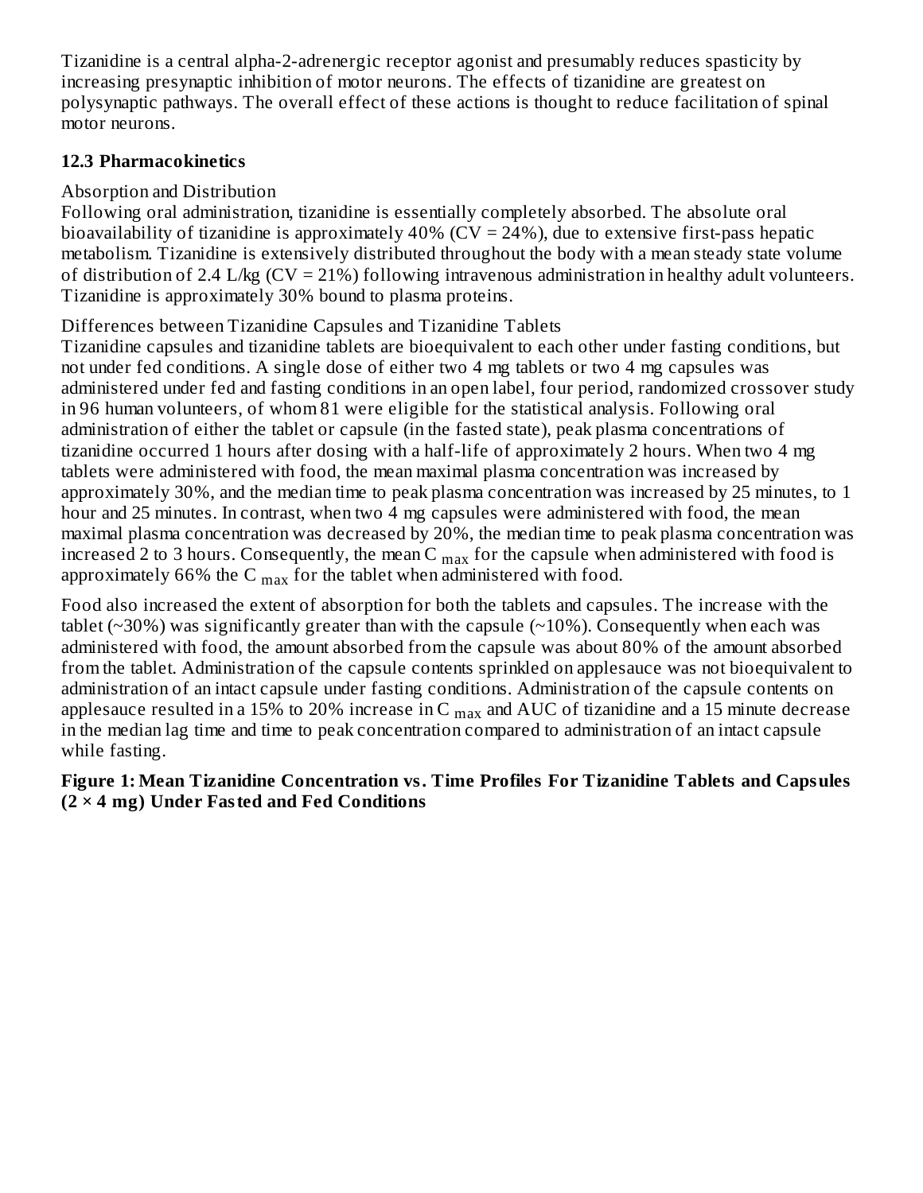Tizanidine is a central alpha-2-adrenergic receptor agonist and presumably reduces spasticity by increasing presynaptic inhibition of motor neurons. The effects of tizanidine are greatest on polysynaptic pathways. The overall effect of these actions is thought to reduce facilitation of spinal motor neurons.

### 12.3 Pharmacokinetics

Absorption and Distribution

Following oral administration, tizanidine is essentially completely absorbed. The absolute oral bioavailability of tizanidine is approximately 40% (CV = 24%), due to extensive first-pass hepatic metabolism. Tizanidine is extensively distributed throughout the body with a mean steady state volume of distribution of 2.4 L/kg (CV = 21%) following intravenous administration in healthy adult volunteers. Tizanidine is approximately 30% bound to plasma proteins.

Differences between Tizanidine Capsules and Tizanidine Tablets

Tizanidine capsules and tizanidine tablets are bioequivalent to each other under fasting conditions, but not under fed conditions. A single dose of either two 4 mg tablets or two 4 mg capsules was administered under fed and fasting conditions in an open label, four period, randomized crossover study in 96 human volunteers, of whom 81 were eligible for the statistical analysis. Following oral administration of either the tablet or capsule (in the fasted state), peak plasma concentrations of tizanidine occurred 1 hours after dosing with a half-life of approximately 2 hours. When two 4 mg tablets were administered with food, the mean maximal plasma concentration was increased by approximately 30%, and the median time to peak plasma concentration was increased by 25 minutes, to 1 hour and 25 minutes. In contrast, when two 4 mg capsules were administered with food, the mean maximal plasma concentration was decreased by 20%, the median time to peak plasma concentration was increased 2 to 3 hours. Consequently, the mean $C_{max}$ for the capsule when administered with food is approximately 66% the $C_{max}$ for the tablet when administered with food.

Food also increased the extent of absorption for both the tablets and capsules. The increase with the tablet (~30%) was significantly greater than with the capsule (~10%). Consequently when each was administered with food, the amount absorbed from the capsule was about 80% of the amount absorbed from the tablet. Administration of the capsule contents sprinkled on applesauce was not bioequivalent to administration of an intact capsule under fasting conditions. Administration of the capsule contents on applesauce resulted in a 15% to 20% increase in $C_{max}$ and AUC of tizanidine and a 15 minute decrease in the median lag time and time to peak concentration compared to administration of an intact capsule while fasting.

**Figure 1: Mean Tizanidine Concentration vs. Time Profiles For Tizanidine Tablets and Capsules (2 × 4 mg) Under Fasted and Fed Conditions**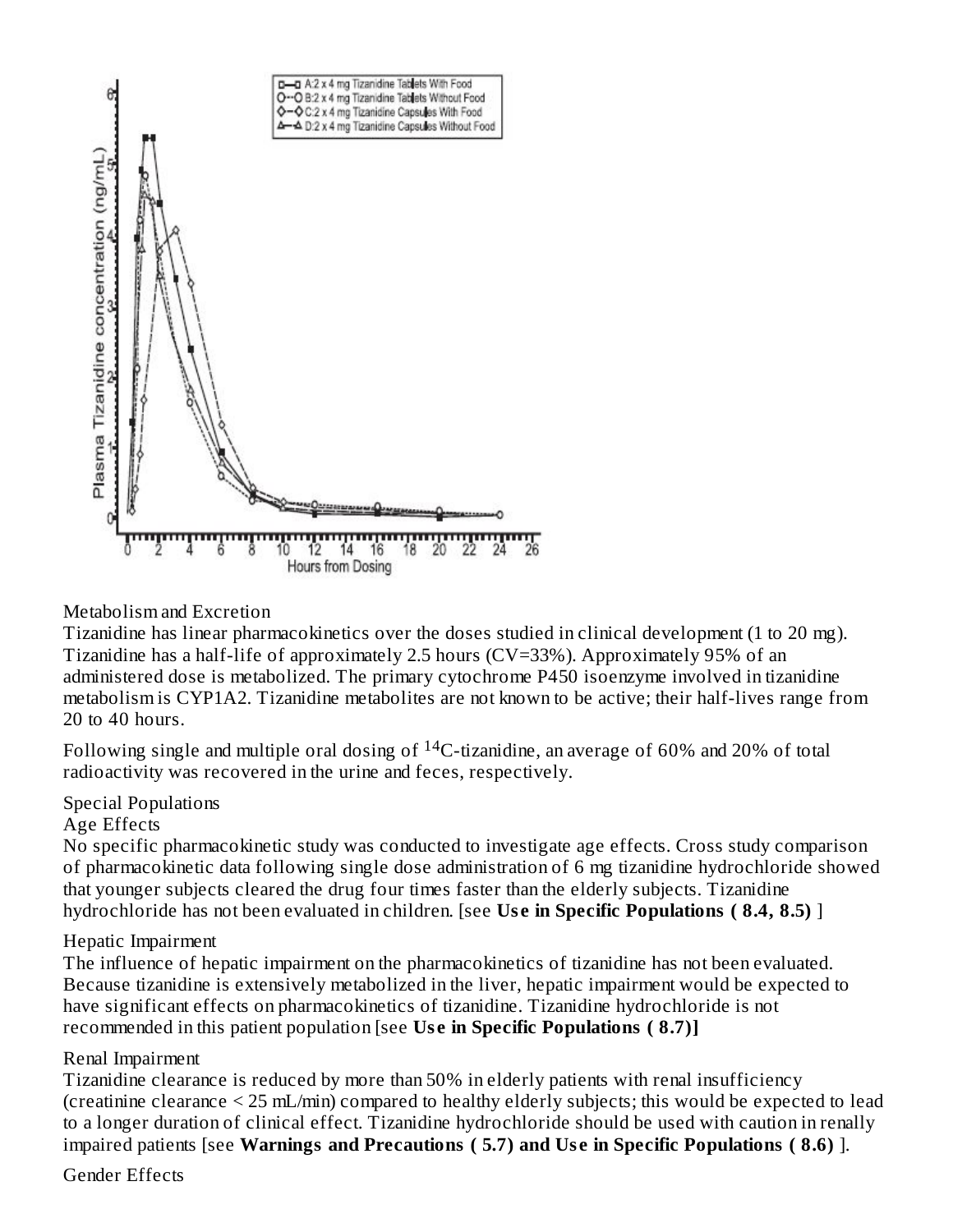Metabolism and Excretion

Tizanidine has linear pharmacokinetics over the doses studied in clinical development (1 to 20 mg). Tizanidine has a half-life of approximately 2.5 hours (CV=33%). Approximately 95% of an administered dose is metabolized. The primary cytochrome P450 isoenzyme involved in tizanidine metabolism is CYP1A2. Tizanidine metabolites are not known to be active; their half-lives range from 20 to 40 hours.

Following single and multiple oral dosing of $^{14}C$-tizanidine, an average of 60% and 20% of total radioactivity was recovered in the urine and feces, respectively.

Special Populations

Age Effects

No specific pharmacokinetic study was conducted to investigate age effects. Cross study comparison of pharmacokinetic data following single dose administration of 6 mg tizanidine hydrochloride showed that younger subjects cleared the drug four times faster than the elderly subjects. Tizanidine hydrochloride has not been evaluated in children. [see **Use in Specific Populations ( 8.4, 8.5)** ]

Hepatic Impairment

The influence of hepatic impairment on the pharmacokinetics of tizanidine has not been evaluated. Because tizanidine is extensively metabolized in the liver, hepatic impairment would be expected to have significant effects on pharmacokinetics of tizanidine. Tizanidine hydrochloride is not recommended in this patient population [see **Use in Specific Populations ( 8.7)]**

Renal Impairment

Tizanidine clearance is reduced by more than 50% in elderly patients with renal insufficiency (creatinine clearance < 25 mL/min) compared to healthy elderly subjects; this would be expected to lead to a longer duration of clinical effect. Tizanidine hydrochloride should be used with caution in renally impaired patients [see **Warnings and Precautions ( 5.7) and Use in Specific Populations ( 8.6)** ].

Gender Effects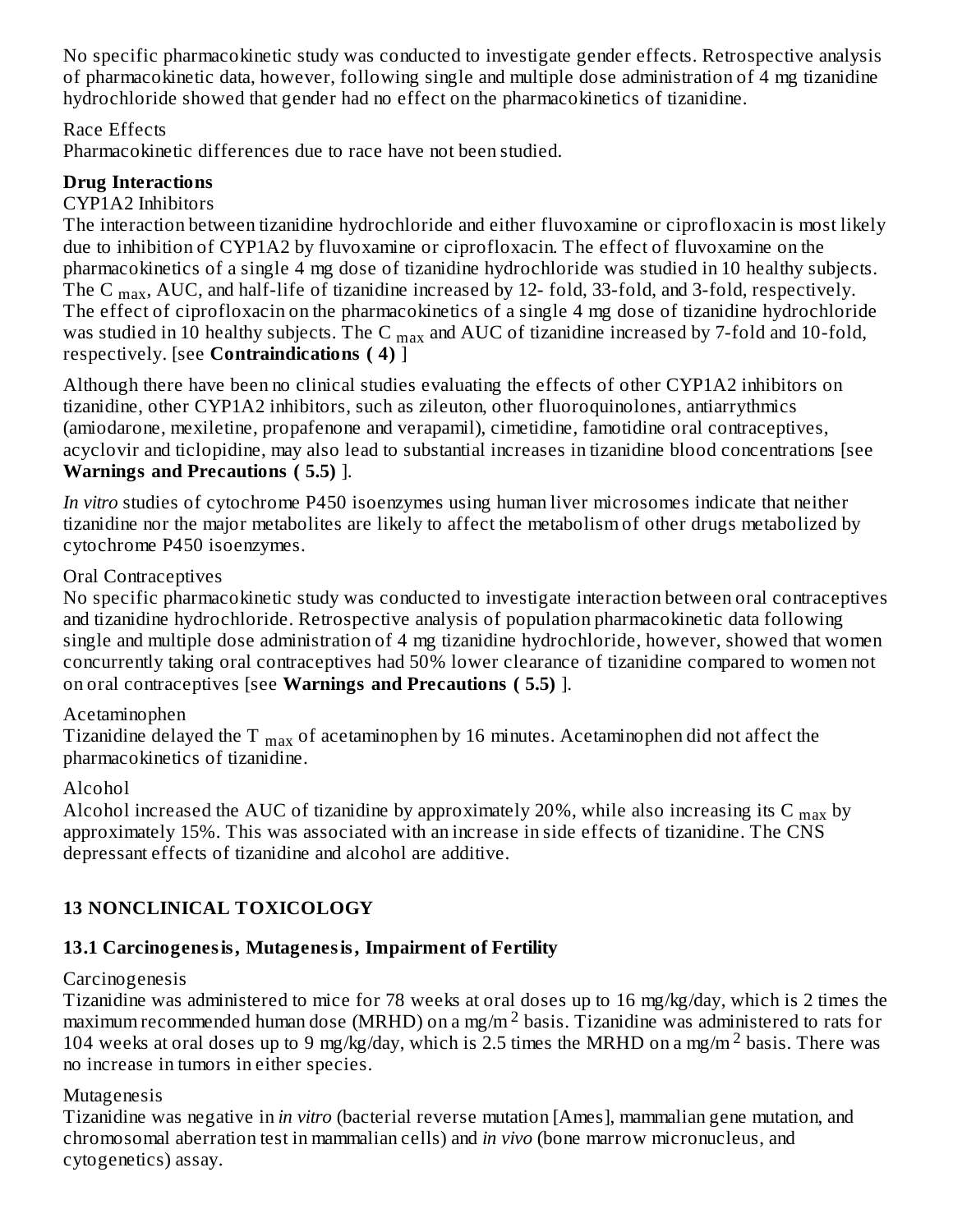No specific pharmacokinetic study was conducted to investigate gender effects. Retrospective analysis of pharmacokinetic data, however, following single and multiple dose administration of 4 mg tizanidine hydrochloride showed that gender had no effect on the pharmacokinetics of tizanidine.

Race Effects

Pharmacokinetic differences due to race have not been studied.

**Drug Interactions**

CYP1A2 Inhibitors

The interaction between tizanidine hydrochloride and either fluvoxamine or ciprofloxacin is most likely due to inhibition of CYP1A2 by fluvoxamine or ciprofloxacin. The effect of fluvoxamine on the pharmacokinetics of a single 4 mg dose of tizanidine hydrochloride was studied in 10 healthy subjects. The $C_{max}$, AUC, and half-life of tizanidine increased by 12- fold, 33-fold, and 3-fold, respectively. The effect of ciprofloxacin on the pharmacokinetics of a single 4 mg dose of tizanidine hydrochloride was studied in 10 healthy subjects. The $C_{max}$ and AUC of tizanidine increased by 7-fold and 10-fold, respectively. [see **Contraindications ( 4)** ]

Although there have been no clinical studies evaluating the effects of other CYP1A2 inhibitors on tizanidine, other CYP1A2 inhibitors, such as zileuton, other fluoroquinolones, antiarrythmics (amiodarone, mexiletine, propafenone and verapamil), cimetidine, famotidine oral contraceptives, acyclovir and ticlopidine, may also lead to substantial increases in tizanidine blood concentrations [see **Warnings and Precautions ( 5.5)** ].

*In vitro* studies of cytochrome P450 isoenzymes using human liver microsomes indicate that neither tizanidine nor the major metabolites are likely to affect the metabolism of other drugs metabolized by cytochrome P450 isoenzymes.

Oral Contraceptives

No specific pharmacokinetic study was conducted to investigate interaction between oral contraceptives and tizanidine hydrochloride. Retrospective analysis of population pharmacokinetic data following single and multiple dose administration of 4 mg tizanidine hydrochloride, however, showed that women concurrently taking oral contraceptives had 50% lower clearance of tizanidine compared to women not on oral contraceptives [see **Warnings and Precautions ( 5.5)** ].

Acetaminophen

Tizanidine delayed the $T_{max}$ of acetaminophen by 16 minutes. Acetaminophen did not affect the pharmacokinetics of tizanidine.

Alcohol

Alcohol increased the AUC of tizanidine by approximately 20%, while also increasing its $C_{max}$ by approximately 15%. This was associated with an increase in side effects of tizanidine. The CNS depressant effects of tizanidine and alcohol are additive.

## 13 NONCLINICAL TOXICOLOGY

### 13.1 Carcinogenesis, Mutagenesis, Impairment of Fertility

Carcinogenesis

Tizanidine was administered to mice for 78 weeks at oral doses up to 16 mg/kg/day, which is 2 times the maximum recommended human dose (MRHD) on a mg/$m^2$ basis. Tizanidine was administered to rats for 104 weeks at oral doses up to 9 mg/kg/day, which is 2.5 times the MRHD on a mg/$m^2$ basis. There was no increase in tumors in either species.

Mutagenesis

Tizanidine was negative in *in vitro* (bacterial reverse mutation [Ames], mammalian gene mutation, and chromosomal aberration test in mammalian cells) and *in vivo* (bone marrow micronucleus, and cytogenetics) assay.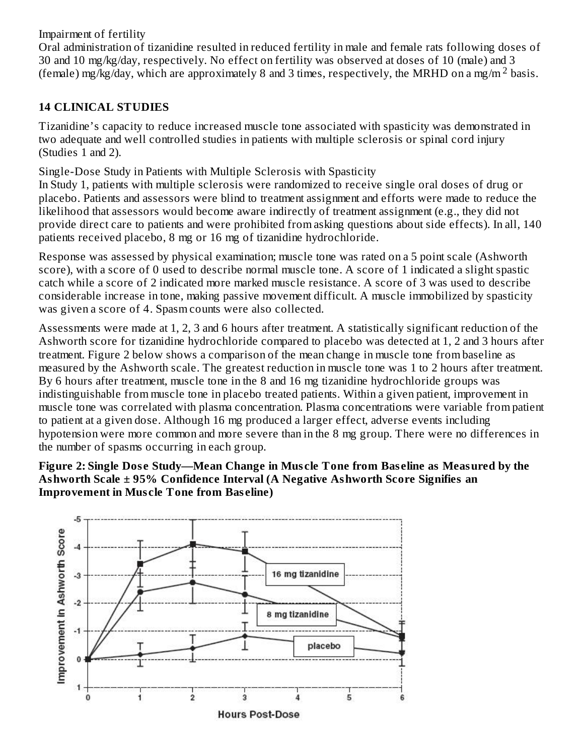Impairment of fertility

Oral administration of tizanidine resulted in reduced fertility in male and female rats following doses of 30 and 10 mg/kg/day, respectively. No effect on fertility was observed at doses of 10 (male) and 3 (female) mg/kg/day, which are approximately 8 and 3 times, respectively, the MRHD on a mg/m$^2$ basis.

## 14 CLINICAL STUDIES

Tizanidine's capacity to reduce increased muscle tone associated with spasticity was demonstrated in two adequate and well controlled studies in patients with multiple sclerosis or spinal cord injury (Studies 1 and 2).

Single-Dose Study in Patients with Multiple Sclerosis with Spasticity

In Study 1, patients with multiple sclerosis were randomized to receive single oral doses of drug or placebo. Patients and assessors were blind to treatment assignment and efforts were made to reduce the likelihood that assessors would become aware indirectly of treatment assignment (e.g., they did not provide direct care to patients and were prohibited from asking questions about side effects). In all, 140 patients received placebo, 8 mg or 16 mg of tizanidine hydrochloride.

Response was assessed by physical examination; muscle tone was rated on a 5 point scale (Ashworth score), with a score of 0 used to describe normal muscle tone. A score of 1 indicated a slight spastic catch while a score of 2 indicated more marked muscle resistance. A score of 3 was used to describe considerable increase in tone, making passive movement difficult. A muscle immobilized by spasticity was given a score of 4. Spasm counts were also collected.

Assessments were made at 1, 2, 3 and 6 hours after treatment. A statistically significant reduction of the Ashworth score for tizanidine hydrochloride compared to placebo was detected at 1, 2 and 3 hours after treatment. Figure 2 below shows a comparison of the mean change in muscle tone from baseline as measured by the Ashworth scale. The greatest reduction in muscle tone was 1 to 2 hours after treatment. By 6 hours after treatment, muscle tone in the 8 and 16 mg tizanidine hydrochloride groups was indistinguishable from muscle tone in placebo treated patients. Within a given patient, improvement in muscle tone was correlated with plasma concentration. Plasma concentrations were variable from patient to patient at a given dose. Although 16 mg produced a larger effect, adverse events including hypotension were more common and more severe than in the 8 mg group. There were no differences in the number of spasms occurring in each group.

**Figure 2: Single Dose Study—Mean Change in Muscle Tone from Baseline as Measured by the Ashworth Scale ± 95% Confidence Interval (A Negative Ashworth Score Signifies an Improvement in Muscle Tone from Baseline)**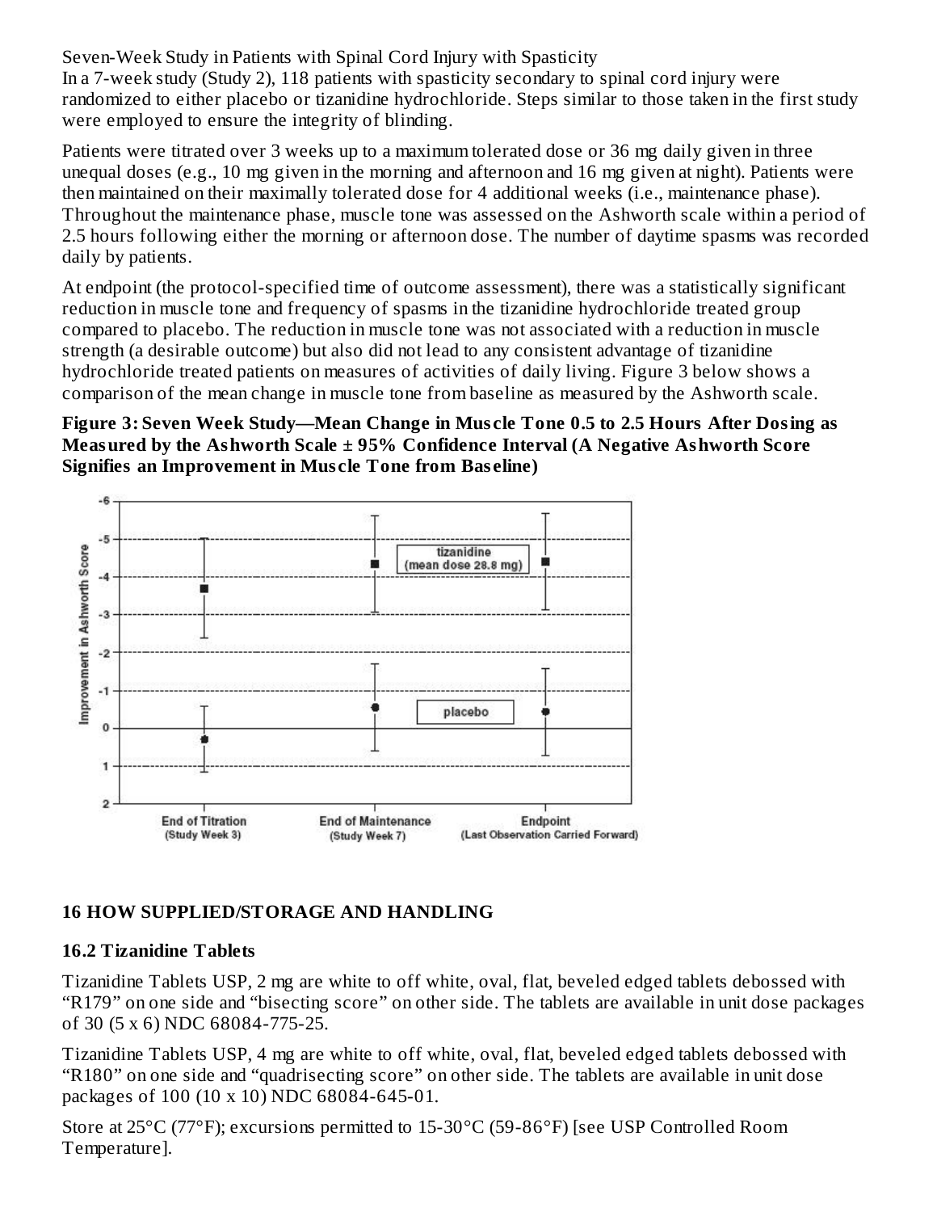Seven-Week Study in Patients with Spinal Cord Injury with Spasticity

In a 7-week study (Study 2), 118 patients with spasticity secondary to spinal cord injury were randomized to either placebo or tizanidine hydrochloride. Steps similar to those taken in the first study were employed to ensure the integrity of blinding.

Patients were titrated over 3 weeks up to a maximum tolerated dose or 36 mg daily given in three unequal doses (e.g., 10 mg given in the morning and afternoon and 16 mg given at night). Patients were then maintained on their maximally tolerated dose for 4 additional weeks (i.e., maintenance phase). Throughout the maintenance phase, muscle tone was assessed on the Ashworth scale within a period of 2.5 hours following either the morning or afternoon dose. The number of daytime spasms was recorded daily by patients.

At endpoint (the protocol-specified time of outcome assessment), there was a statistically significant reduction in muscle tone and frequency of spasms in the tizanidine hydrochloride treated group compared to placebo. The reduction in muscle tone was not associated with a reduction in muscle strength (a desirable outcome) but also did not lead to any consistent advantage of tizanidine hydrochloride treated patients on measures of activities of daily living. Figure 3 below shows a comparison of the mean change in muscle tone from baseline as measured by the Ashworth scale.

**Figure 3: Seven Week Study—Mean Change in Muscle Tone 0.5 to 2.5 Hours After Dosing as Measured by the Ashworth Scale ± 95% Confidence Interval (A Negative Ashworth Score Signifies an Improvement in Muscle Tone from Baseline)**

## 16 HOW SUPPLIED/STORAGE AND HANDLING

### 16.2 Tizanidine Tablets

Tizanidine Tablets USP, 2 mg are white to off white, oval, flat, beveled edged tablets debossed with "R179" on one side and "bisecting score" on other side. The tablets are available in unit dose packages of 30 (5 x 6) NDC 68084-775-25.

Tizanidine Tablets USP, 4 mg are white to off white, oval, flat, beveled edged tablets debossed with "R180" on one side and "quadrisecting score" on other side. The tablets are available in unit dose packages of 100 (10 x 10) NDC 68084-645-01.

Store at 25°C (77°F); excursions permitted to 15-30°C (59-86°F) [see USP Controlled Room Temperature].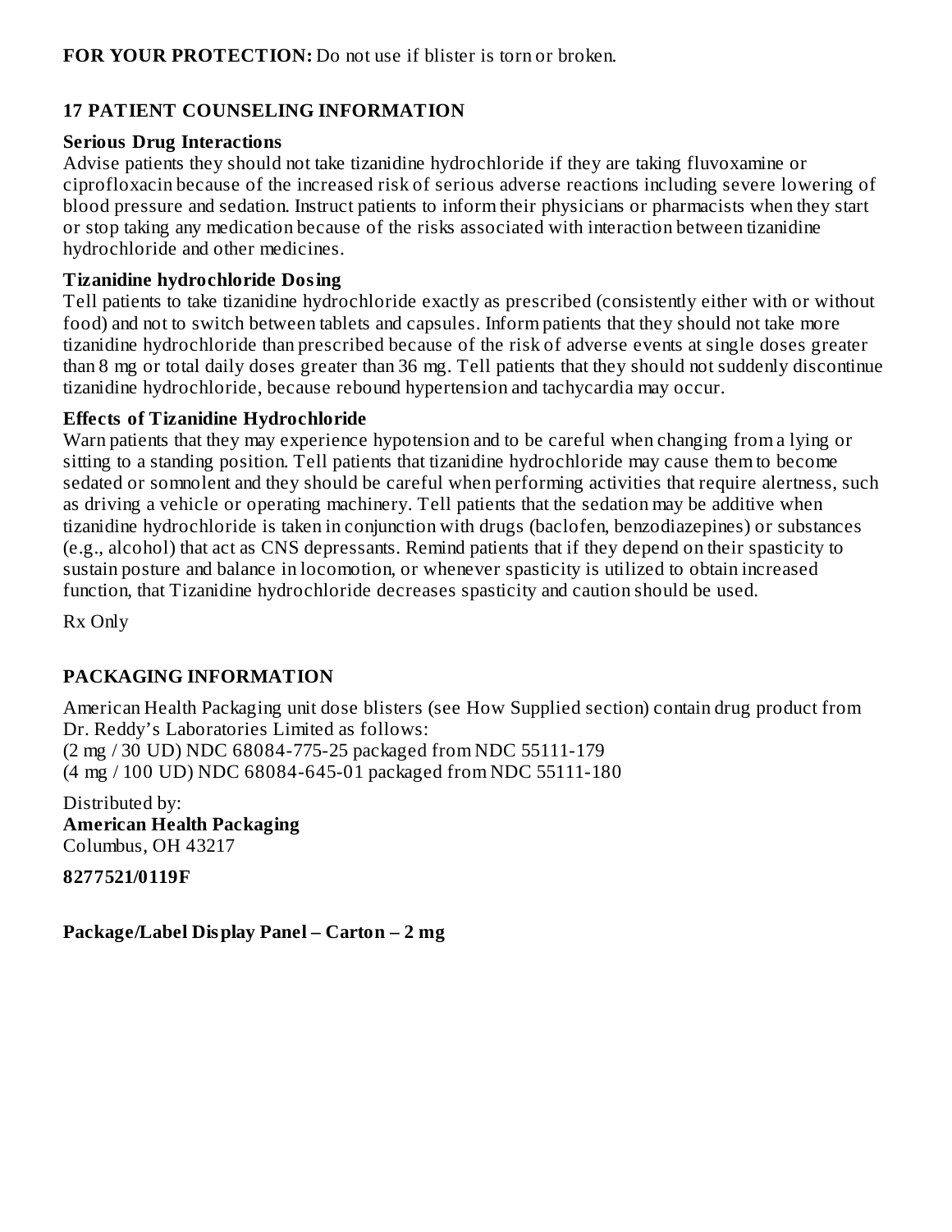**FOR YOUR PROTECTION:** Do not use if blister is torn or broken.

## 17 PATIENT COUNSELING INFORMATION

**Serious Drug Interactions**

Advise patients they should not take tizanidine hydrochloride if they are taking fluvoxamine or ciprofloxacin because of the increased risk of serious adverse reactions including severe lowering of blood pressure and sedation. Instruct patients to inform their physicians or pharmacists when they start or stop taking any medication because of the risks associated with interaction between tizanidine hydrochloride and other medicines.

**Tizanidine hydrochloride Dosing**

Tell patients to take tizanidine hydrochloride exactly as prescribed (consistently either with or without food) and not to switch between tablets and capsules. Inform patients that they should not take more tizanidine hydrochloride than prescribed because of the risk of adverse events at single doses greater than 8 mg or total daily doses greater than 36 mg. Tell patients that they should not suddenly discontinue tizanidine hydrochloride, because rebound hypertension and tachycardia may occur.

**Effects of Tizanidine Hydrochloride**

Warn patients that they may experience hypotension and to be careful when changing from a lying or sitting to a standing position. Tell patients that tizanidine hydrochloride may cause them to become sedated or somnolent and they should be careful when performing activities that require alertness, such as driving a vehicle or operating machinery. Tell patients that the sedation may be additive when tizanidine hydrochloride is taken in conjunction with drugs (baclofen, benzodiazepines) or substances (e.g., alcohol) that act as CNS depressants. Remind patients that if they depend on their spasticity to sustain posture and balance in locomotion, or whenever spasticity is utilized to obtain increased function, that Tizanidine hydrochloride decreases spasticity and caution should be used.

Rx Only

## PACKAGING INFORMATION

American Health Packaging unit dose blisters (see How Supplied section) contain drug product from Dr. Reddy's Laboratories Limited as follows:
(2 mg / 30 UD) NDC 68084-775-25 packaged from NDC 55111-179
(4 mg / 100 UD) NDC 68084-645-01 packaged from NDC 55111-180

Distributed by:
**American Health Packaging**
Columbus, OH 43217

**8277521/0119F**

**Package/Label Display Panel – Carton – 2 mg**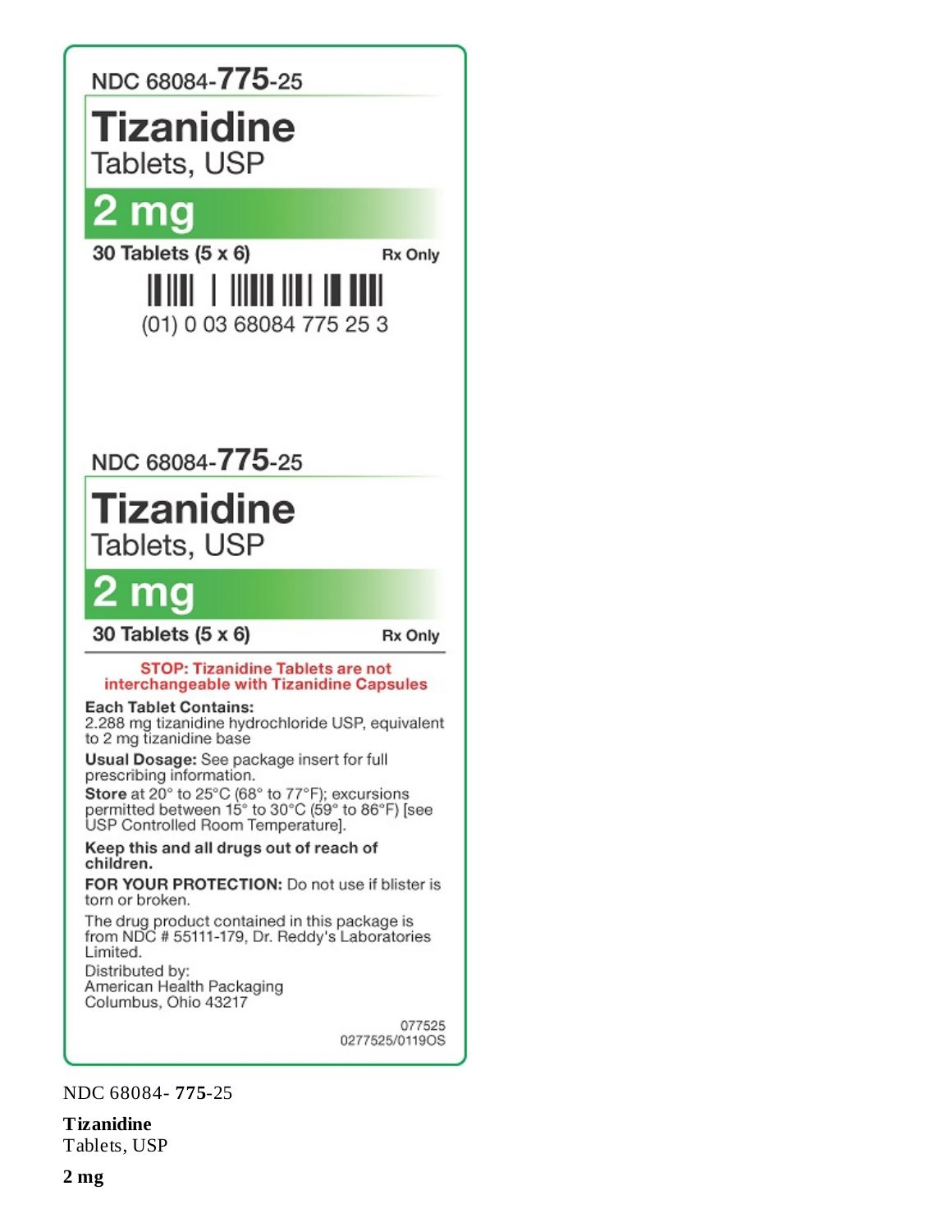NDC 68084-**775**-25

# Tizanidine

Tablets, USP

**2 mg**

**30 Tablets (5 x 6)** **Rx Only**

(01) 0 03 68084 775 25 3

NDC 68084-**775**-25

# Tizanidine

Tablets, USP

**2 mg**

**30 Tablets (5 x 6)** **Rx Only**

**STOP: Tizanidine Tablets are not interchangeable with Tizanidine Capsules**

**Each Tablet Contains:**
2.288 mg tizanidine hydrochloride USP, equivalent to 2 mg tizanidine base

**Usual Dosage:** See package insert for full prescribing information.

**Store** at 20° to 25°C (68° to 77°F); excursions permitted between 15° to 30°C (59° to 86°F) [see USP Controlled Room Temperature].

**Keep this and all drugs out of reach of children.**

**FOR YOUR PROTECTION:** Do not use if blister is torn or broken.

The drug product contained in this package is from NDC # 55111-179, Dr. Reddy's Laboratories Limited.

Distributed by:
American Health Packaging
Columbus, Ohio 43217

077525
0277525/0119OS

NDC 68084- **775**-25

**Tizanidine**
Tablets, USP

**2 mg**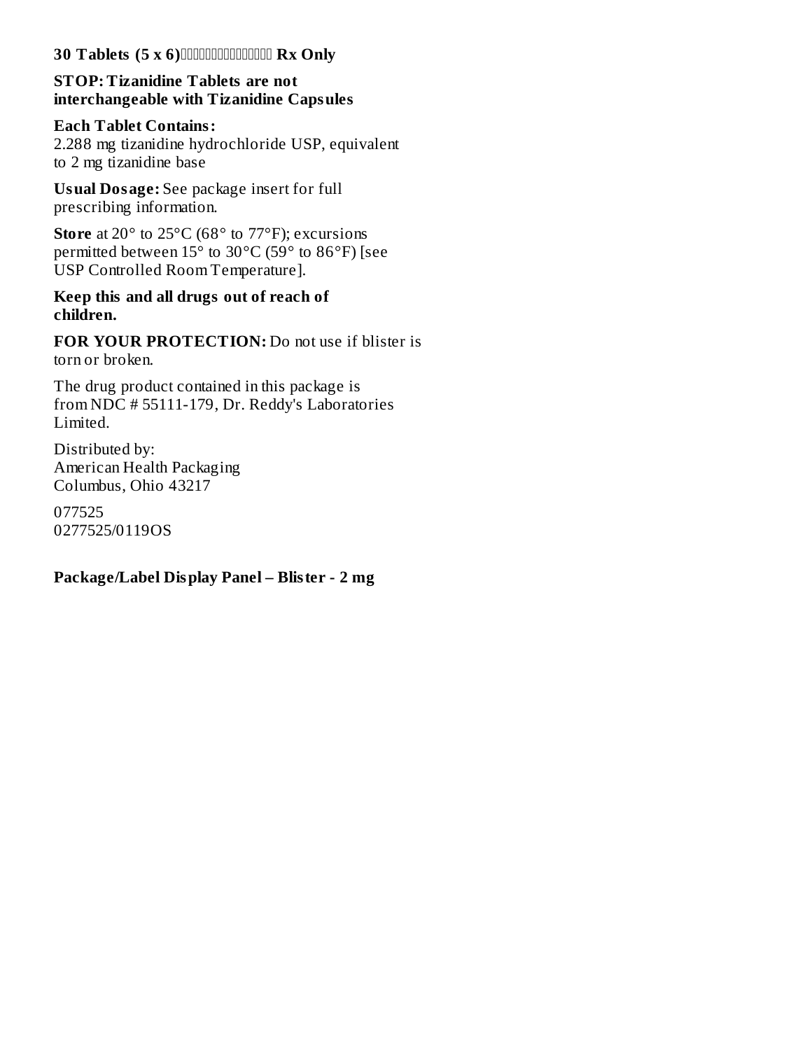**30 Tablets (5 x 6)** **Rx Only**

**STOP: Tizanidine Tablets are not interchangeable with Tizanidine Capsules**

**Each Tablet Contains:**
2.288 mg tizanidine hydrochloride USP, equivalent to 2 mg tizanidine base

**Usual Dosage:** See package insert for full prescribing information.

**Store** at 20° to 25°C (68° to 77°F); excursions permitted between 15° to 30°C (59° to 86°F) [see USP Controlled Room Temperature].

**Keep this and all drugs out of reach of children.**

**FOR YOUR PROTECTION:** Do not use if blister is torn or broken.

The drug product contained in this package is from NDC # 55111-179, Dr. Reddy's Laboratories Limited.

Distributed by:
American Health Packaging
Columbus, Ohio 43217

077525
0277525/0119OS

**Package/Label Display Panel – Blister - 2 mg**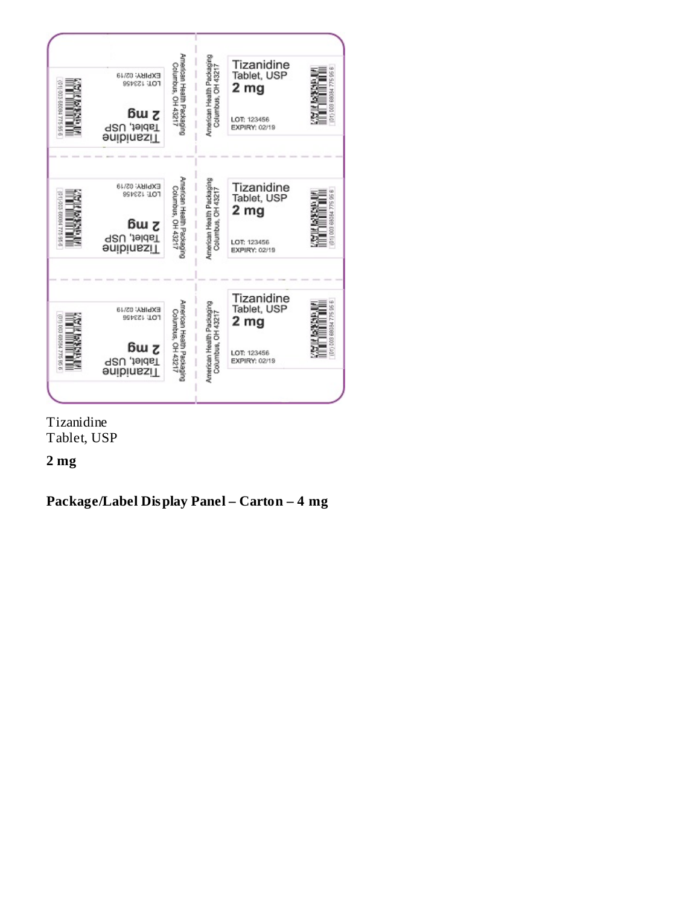Tizanidine
Tablet, USP

**2 mg**

**Package/Label Display Panel – Carton – 4 mg**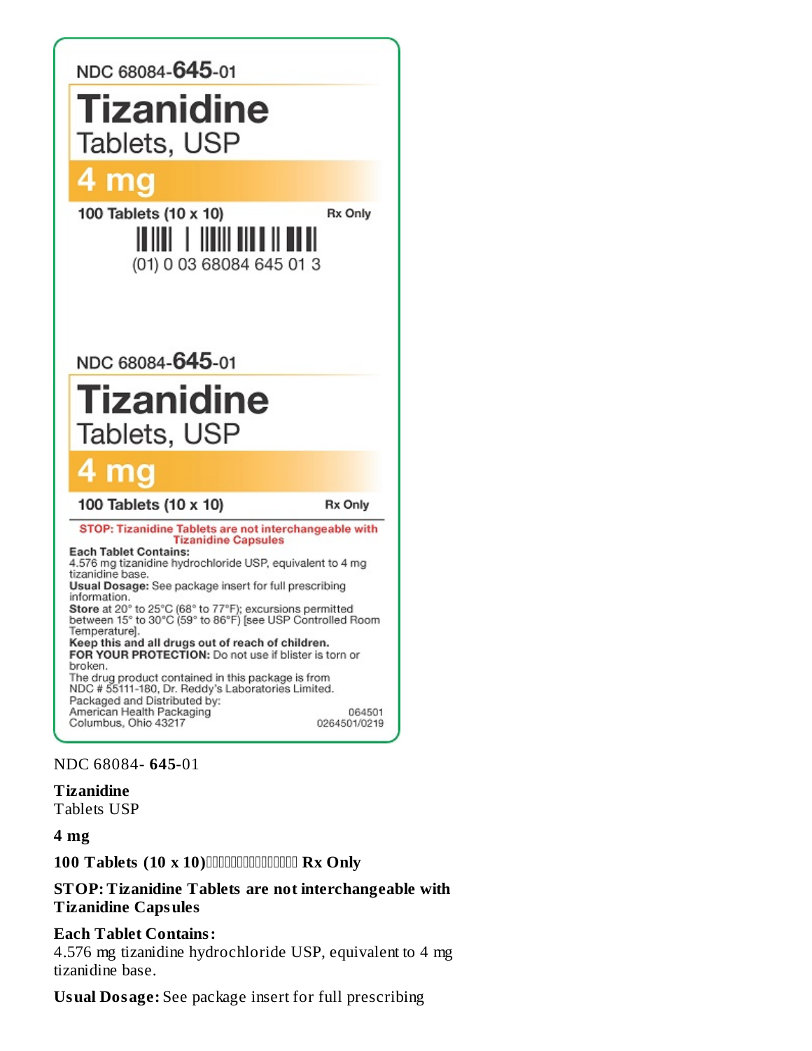NDC 68084-**645**-01

# Tizanidine

Tablets, USP

## 4 mg

100 Tablets (10 x 10) Rx Only

(01) 0 03 68084 645 01 3

NDC 68084-**645**-01

# Tizanidine

Tablets, USP

## 4 mg

100 Tablets (10 x 10) Rx Only

**STOP: Tizanidine Tablets are not interchangeable with Tizanidine Capsules**

**Each Tablet Contains:**
4.576 mg tizanidine hydrochloride USP, equivalent to 4 mg tizanidine base.

**Usual Dosage:** See package insert for full prescribing information.

**Store** at 20° to 25°C (68° to 77°F); excursions permitted between 15° to 30°C (59° to 86°F) [see USP Controlled Room Temperature].

**Keep this and all drugs out of reach of children.**

**FOR YOUR PROTECTION:** Do not use if blister is torn or broken.

The drug product contained in this package is from NDC # 55111-180, Dr. Reddy's Laboratories Limited.

Packaged and Distributed by:
American Health Packaging
Columbus, Ohio 43217

064501
0264501/0219

NDC 68084- **645**-01

**Tizanidine**
Tablets USP

**4 mg**

**100 Tablets (10 x 10) Rx Only**

**STOP: Tizanidine Tablets are not interchangeable with Tizanidine Capsules**

**Each Tablet Contains:**
4.576 mg tizanidine hydrochloride USP, equivalent to 4 mg tizanidine base.

**Usual Dosage:** See package insert for full prescribing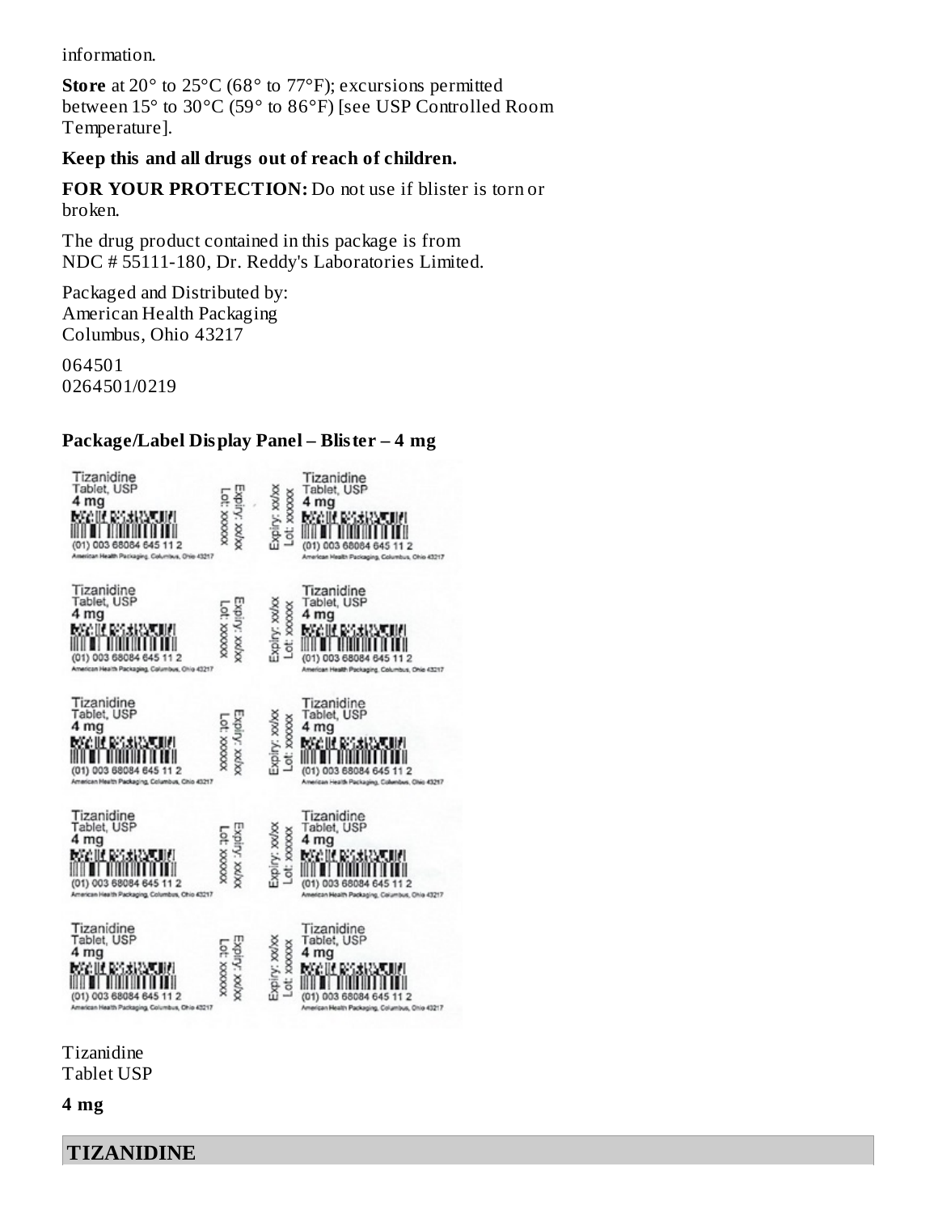information.

**Store** at 20° to 25°C (68° to 77°F); excursions permitted between 15° to 30°C (59° to 86°F) [see USP Controlled Room Temperature].

**Keep this and all drugs out of reach of children.**

**FOR YOUR PROTECTION:** Do not use if blister is torn or broken.

The drug product contained in this package is from NDC # 55111-180, Dr. Reddy's Laboratories Limited.

Packaged and Distributed by:
American Health Packaging
Columbus, Ohio 43217

064501
0264501/0219

**Package/Label Display Panel – Blister – 4 mg**

Tizanidine
Tablet, USP
4 mg
(01) 003 68084 645 11 2
American Health Packaging, Columbus, Ohio 43217
Expiry: xx/xx
Lot: xxxxxx

Tizanidine
Tablet USP

**4 mg**

**TIZANIDINE**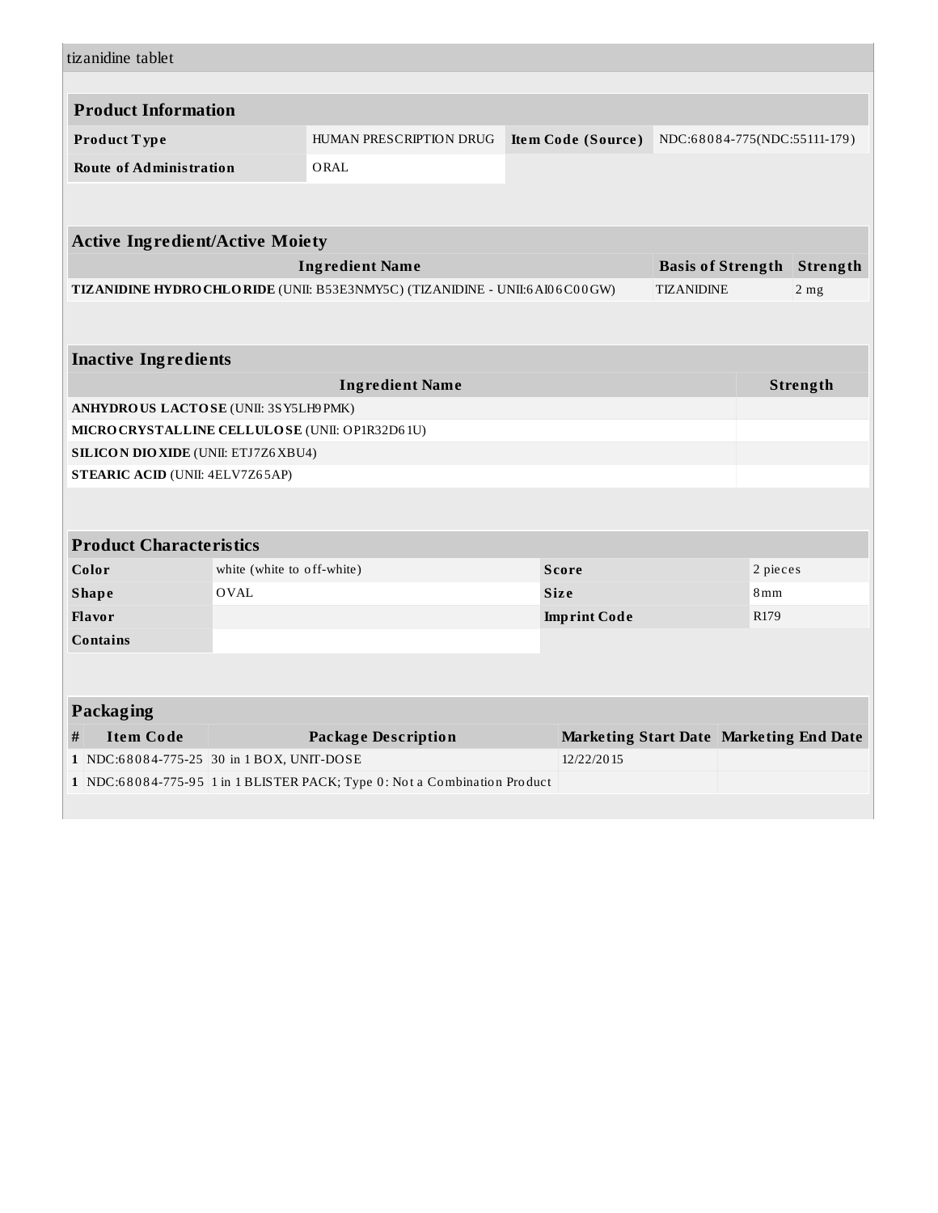tizanidine tablet

## Product Information

| | | | |
|---|---|---|---|
| **Product Type** | HUMAN PRESCRIPTION DRUG | **Item Code (Source)** | NDC:68084-775(NDC:55111-179) |
| **Route of Administration** | ORAL | | |

## Active Ingredient/Active Moiety

| Ingredient Name | Basis of Strength | Strength |
|---|---|---|
| **TIZANIDINE HYDROCHLORIDE** (UNII: B53E3NMY5C) (TIZANIDINE - UNII:6AI06C00GW) | TIZANIDINE | 2 mg |

## Inactive Ingredients

| Ingredient Name | Strength |
|---|---|
| **ANHYDROUS LACTOSE** (UNII: 3SY5LH9PMK) | |
| **MICROCRYSTALLINE CELLULOSE** (UNII: OP1R32D61U) | |
| **SILICON DIOXIDE** (UNII: ETJ7Z6XBU4) | |
| **STEARIC ACID** (UNII: 4ELV7Z65AP) | |

## Product Characteristics

| | | | |
|---|---|---|---|
| **Color** | white (white to off-white) | **Score** | 2 pieces |
| **Shape** | OVAL | **Size** | 8mm |
| **Flavor** | | **Imprint Code** | R179 |
| **Contains** | | | |

## Packaging

| # | Item Code | Package Description | Marketing Start Date | Marketing End Date |
|---|---|---|---|---|
| 1 | NDC:68084-775-25 | 30 in 1 BOX, UNIT-DOSE | 12/22/2015 | |
| 1 | NDC:68084-775-95 | 1 in 1 BLISTER PACK; Type 0: Not a Combination Product | | |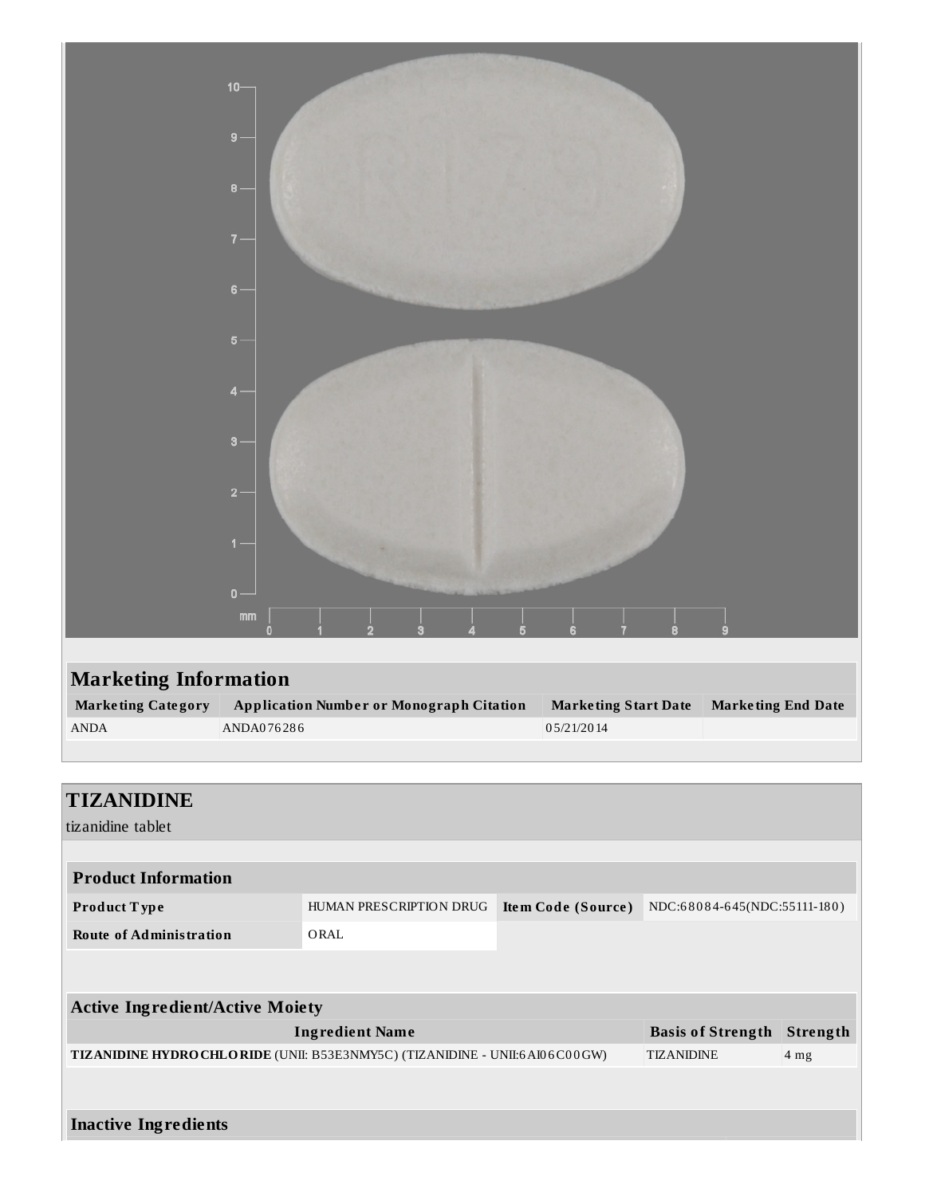## Marketing Information

| Marketing Category | Application Number or Monograph Citation | Marketing Start Date | Marketing End Date |
| --- | --- | --- | --- |
| ANDA | ANDA076286 | 05/21/2014 | |

## TIZANIDINE

tizanidine tablet

### Product Information

| | | | |
| --- | --- | --- | --- |
| **Product Type** | HUMAN PRESCRIPTION DRUG | **Item Code (Source)** | NDC:68084-645(NDC:55111-180) |
| **Route of Administration** | ORAL | | |

### Active Ingredient/Active Moiety

| Ingredient Name | Basis of Strength | Strength |
| --- | --- | --- |
| **TIZANIDINE HYDROCHLORIDE** (UNII: B53E3NMY5C) (TIZANIDINE - UNII:6AI06C00GW) | TIZANIDINE | 4 mg |

### Inactive Ingredients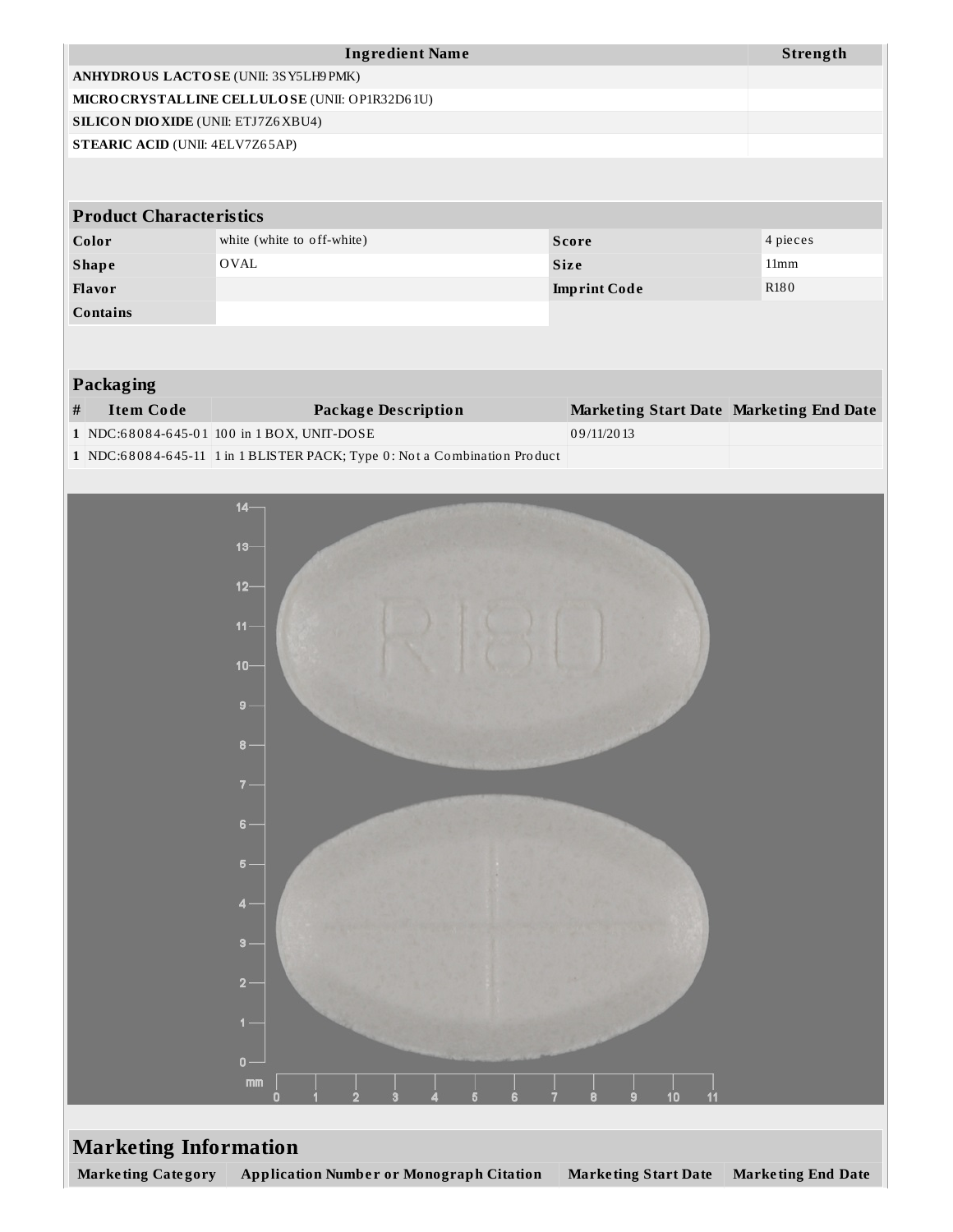| Ingredient Name | Strength |
|---|---|
| **ANHYDROUS LACTOSE** (UNII: 3SY5LH9PMK) | |
| **MICROCRYSTALLINE CELLULOSE** (UNII: OP1R32D61U) | |
| **SILICON DIOXIDE** (UNII: ETJ7Z6XBU4) | |
| **STEARIC ACID** (UNII: 4ELV7Z65AP) | |

| Product Characteristics | | | |
|---|---|---|---|
| **Color** | white (white to off-white) | **Score** | 4 pieces |
| **Shape** | OVAL | **Size** | 11mm |
| **Flavor** | | **Imprint Code** | R180 |
| **Contains** | | | |

| Packaging | | | | |
|---|---|---|---|---|
| **#** | **Item Code** | **Package Description** | **Marketing Start Date** | **Marketing End Date** |
| 1 | NDC:68084-645-01 | 100 in 1 BOX, UNIT-DOSE | 09/11/2013 | |
| 1 | NDC:68084-645-11 | 1 in 1 BLISTER PACK; Type 0: Not a Combination Product | | |

## Marketing Information

| Marketing Category | Application Number or Monograph Citation | Marketing Start Date | Marketing End Date |
|---|---|---|---|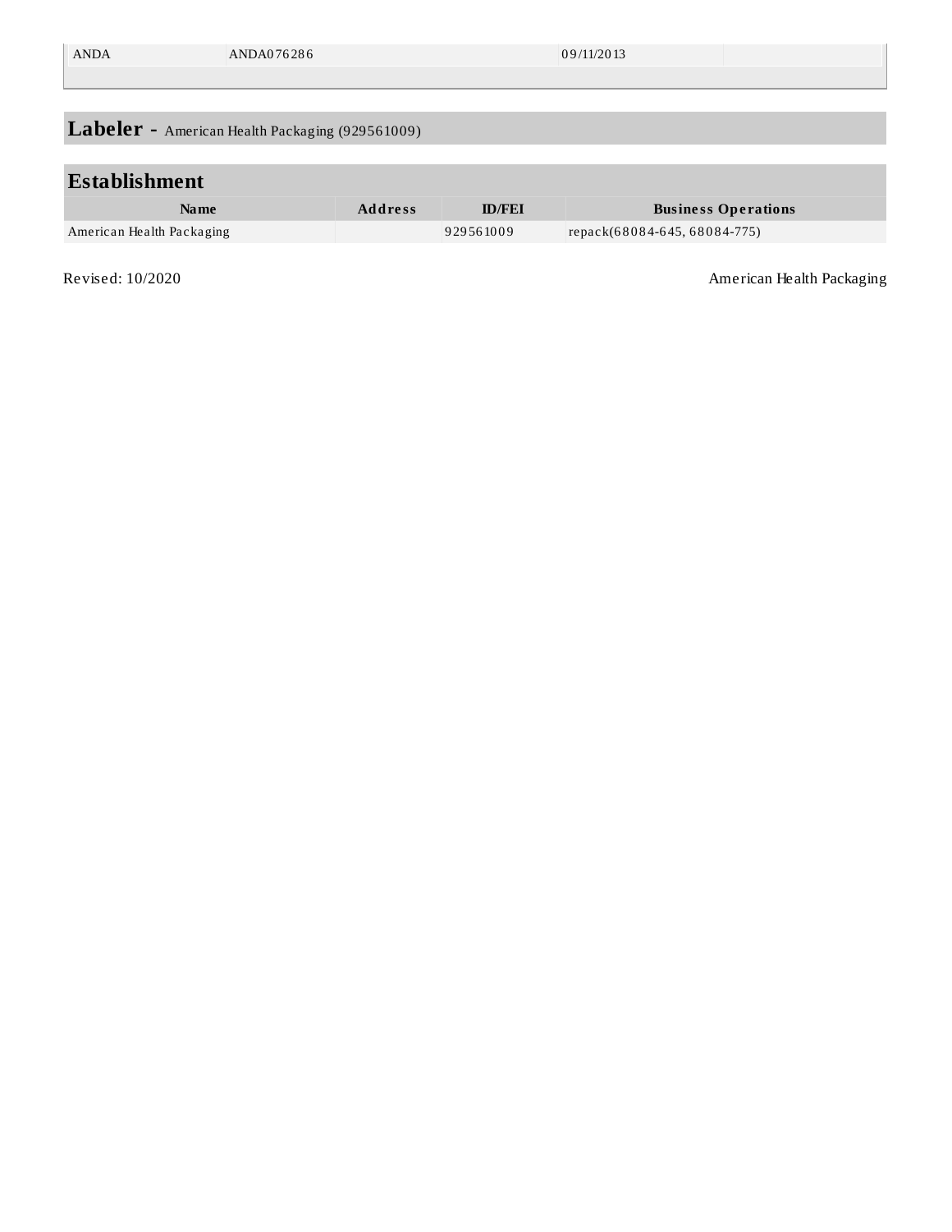| | | | |
|---|---|---|---|
| ANDA | ANDA076286 | 09/11/2013 | |

## Labeler - American Health Packaging (929561009)

## Establishment

| Name | Address | ID/FEI | Business Operations |
|---|---|---|---|
| American Health Packaging | | 929561009 | repack(68084-645, 68084-775) |

Revised: 10/2020

American Health Packaging